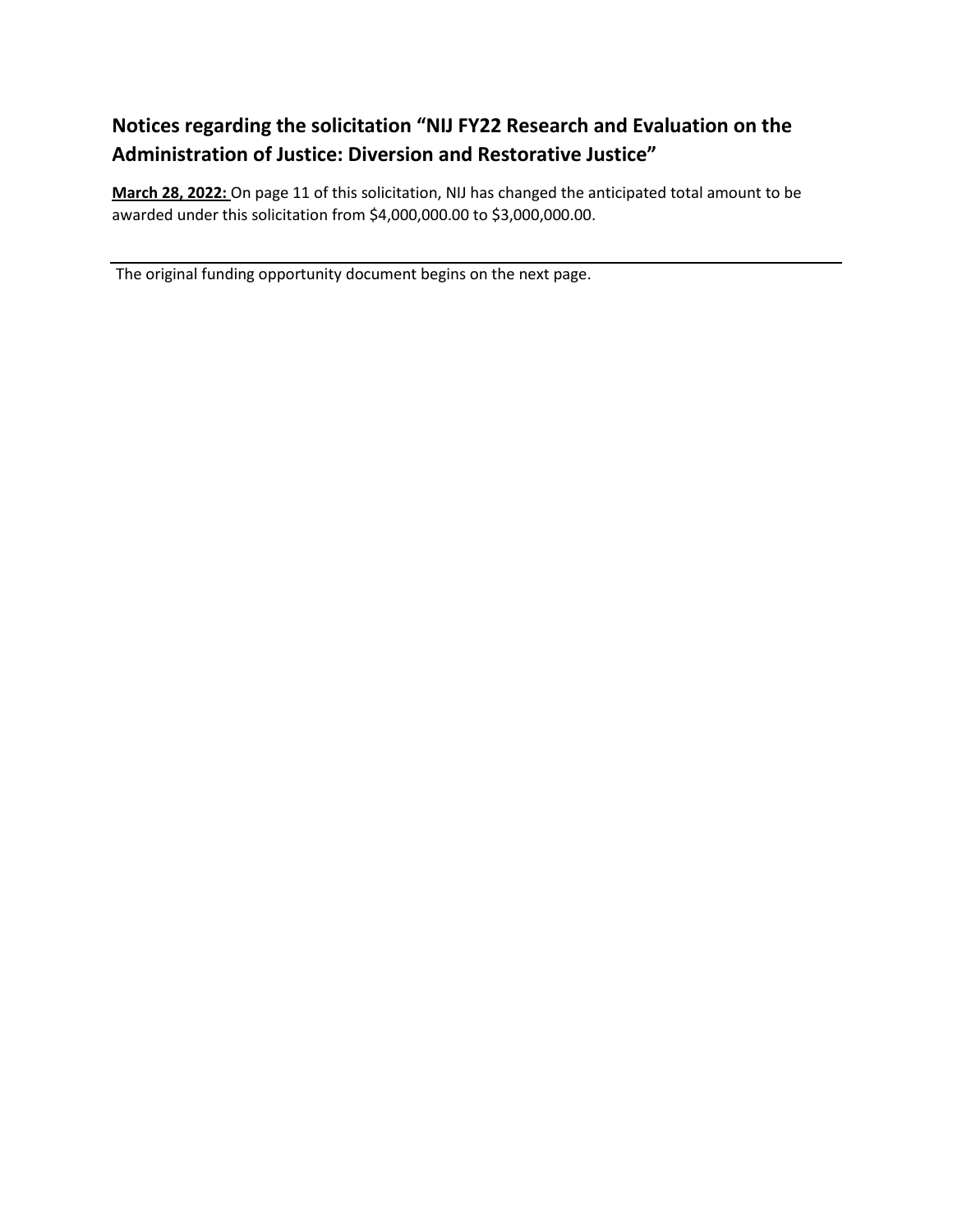## Notices regarding the solicitation "NIJ FY22 Research and Evaluation on the Administration of Justice: Diversion and Restorative Justice"

**March 28, 2022:** On page 11 of this solicitation, NIJ has changed the anticipated total amount to be awarded under this solicitation from $4,000,000.00 to $3,000,000.00.

---

The original funding opportunity document begins on the next page.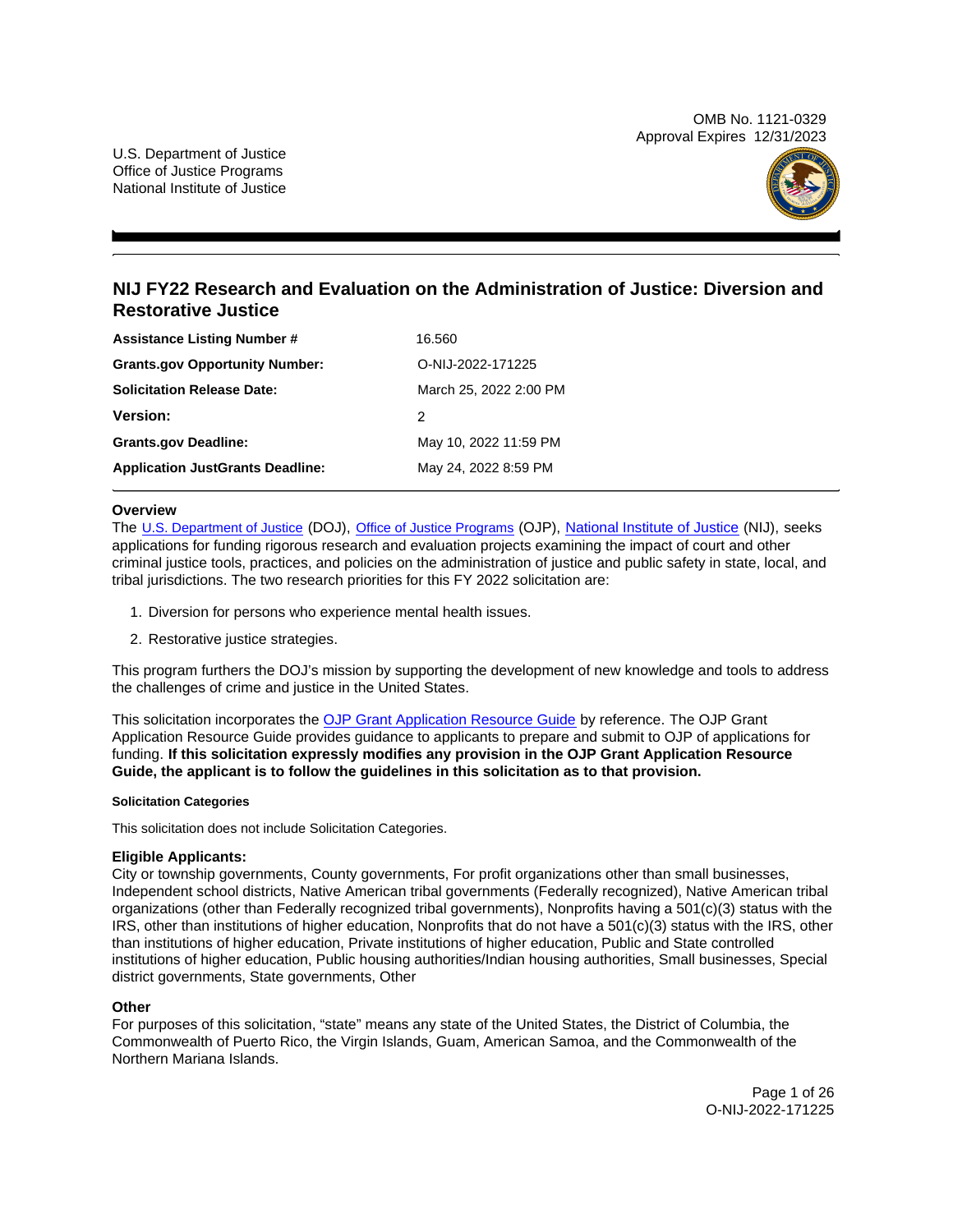OMB No. 1121-0329
Approval Expires 12/31/2023

U.S. Department of Justice
Office of Justice Programs
National Institute of Justice

# NIJ FY22 Research and Evaluation on the Administration of Justice: Diversion and Restorative Justice

| | |
|---|---|
| **Assistance Listing Number #** | 16.560 |
| **Grants.gov Opportunity Number:** | O-NIJ-2022-171225 |
| **Solicitation Release Date:** | March 25, 2022 2:00 PM |
| **Version:** | 2 |
| **Grants.gov Deadline:** | May 10, 2022 11:59 PM |
| **Application JustGrants Deadline:** | May 24, 2022 8:59 PM |

### Overview

The U.S. Department of Justice (DOJ), Office of Justice Programs (OJP), National Institute of Justice (NIJ), seeks applications for funding rigorous research and evaluation projects examining the impact of court and other criminal justice tools, practices, and policies on the administration of justice and public safety in state, local, and tribal jurisdictions. The two research priorities for this FY 2022 solicitation are:

1. Diversion for persons who experience mental health issues.
2. Restorative justice strategies.

This program furthers the DOJ's mission by supporting the development of new knowledge and tools to address the challenges of crime and justice in the United States.

This solicitation incorporates the OJP Grant Application Resource Guide by reference. The OJP Grant Application Resource Guide provides guidance to applicants to prepare and submit to OJP of applications for funding. **If this solicitation expressly modifies any provision in the OJP Grant Application Resource Guide, the applicant is to follow the guidelines in this solicitation as to that provision.**

#### Solicitation Categories

This solicitation does not include Solicitation Categories.

### Eligible Applicants:

City or township governments, County governments, For profit organizations other than small businesses, Independent school districts, Native American tribal governments (Federally recognized), Native American tribal organizations (other than Federally recognized tribal governments), Nonprofits having a 501(c)(3) status with the IRS, other than institutions of higher education, Nonprofits that do not have a 501(c)(3) status with the IRS, other than institutions of higher education, Private institutions of higher education, Public and State controlled institutions of higher education, Public housing authorities/Indian housing authorities, Small businesses, Special district governments, State governments, Other

### Other

For purposes of this solicitation, "state" means any state of the United States, the District of Columbia, the Commonwealth of Puerto Rico, the Virgin Islands, Guam, American Samoa, and the Commonwealth of the Northern Mariana Islands.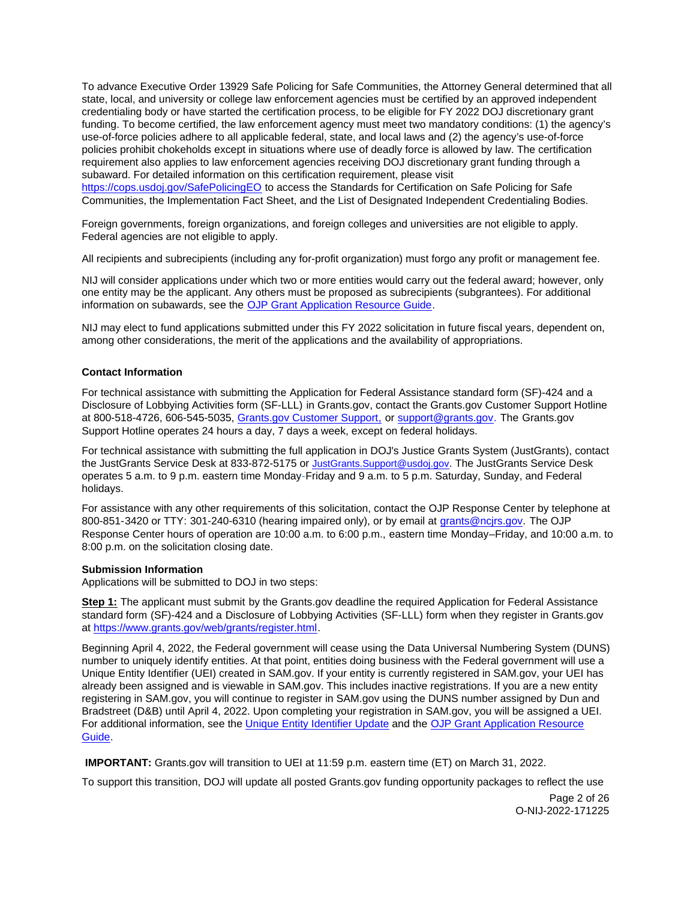To advance Executive Order 13929 Safe Policing for Safe Communities, the Attorney General determined that all state, local, and university or college law enforcement agencies must be certified by an approved independent credentialing body or have started the certification process, to be eligible for FY 2022 DOJ discretionary grant funding. To become certified, the law enforcement agency must meet two mandatory conditions: (1) the agency's use-of-force policies adhere to all applicable federal, state, and local laws and (2) the agency's use-of-force policies prohibit chokeholds except in situations where use of deadly force is allowed by law. The certification requirement also applies to law enforcement agencies receiving DOJ discretionary grant funding through a subaward. For detailed information on this certification requirement, please visit https://cops.usdoj.gov/SafePolicingEO to access the Standards for Certification on Safe Policing for Safe Communities, the Implementation Fact Sheet, and the List of Designated Independent Credentialing Bodies.

Foreign governments, foreign organizations, and foreign colleges and universities are not eligible to apply. Federal agencies are not eligible to apply.

All recipients and subrecipients (including any for-profit organization) must forgo any profit or management fee.

NIJ will consider applications under which two or more entities would carry out the federal award; however, only one entity may be the applicant. Any others must be proposed as subrecipients (subgrantees). For additional information on subawards, see the OJP Grant Application Resource Guide.

NIJ may elect to fund applications submitted under this FY 2022 solicitation in future fiscal years, dependent on, among other considerations, the merit of the applications and the availability of appropriations.

### Contact Information

For technical assistance with submitting the Application for Federal Assistance standard form (SF)-424 and a Disclosure of Lobbying Activities form (SF-LLL) in Grants.gov, contact the Grants.gov Customer Support Hotline at 800-518-4726, 606-545-5035, Grants.gov Customer Support, or support@grants.gov. The Grants.gov Support Hotline operates 24 hours a day, 7 days a week, except on federal holidays.

For technical assistance with submitting the full application in DOJ's Justice Grants System (JustGrants), contact the JustGrants Service Desk at 833-872-5175 or JustGrants.Support@usdoj.gov. The JustGrants Service Desk operates 5 a.m. to 9 p.m. eastern time Monday-Friday and 9 a.m. to 5 p.m. Saturday, Sunday, and Federal holidays.

For assistance with any other requirements of this solicitation, contact the OJP Response Center by telephone at 800-851-3420 or TTY: 301-240-6310 (hearing impaired only), or by email at grants@ncjrs.gov. The OJP Response Center hours of operation are 10:00 a.m. to 6:00 p.m., eastern time Monday–Friday, and 10:00 a.m. to 8:00 p.m. on the solicitation closing date.

### Submission Information

Applications will be submitted to DOJ in two steps:

**Step 1:** The applicant must submit by the Grants.gov deadline the required Application for Federal Assistance standard form (SF)-424 and a Disclosure of Lobbying Activities (SF-LLL) form when they register in Grants.gov at https://www.grants.gov/web/grants/register.html.

Beginning April 4, 2022, the Federal government will cease using the Data Universal Numbering System (DUNS) number to uniquely identify entities. At that point, entities doing business with the Federal government will use a Unique Entity Identifier (UEI) created in SAM.gov. If your entity is currently registered in SAM.gov, your UEI has already been assigned and is viewable in SAM.gov. This includes inactive registrations. If you are a new entity registering in SAM.gov, you will continue to register in SAM.gov using the DUNS number assigned by Dun and Bradstreet (D&B) until April 4, 2022. Upon completing your registration in SAM.gov, you will be assigned a UEI. For additional information, see the Unique Entity Identifier Update and the OJP Grant Application Resource Guide.

**IMPORTANT:** Grants.gov will transition to UEI at 11:59 p.m. eastern time (ET) on March 31, 2022.

To support this transition, DOJ will update all posted Grants.gov funding opportunity packages to reflect the use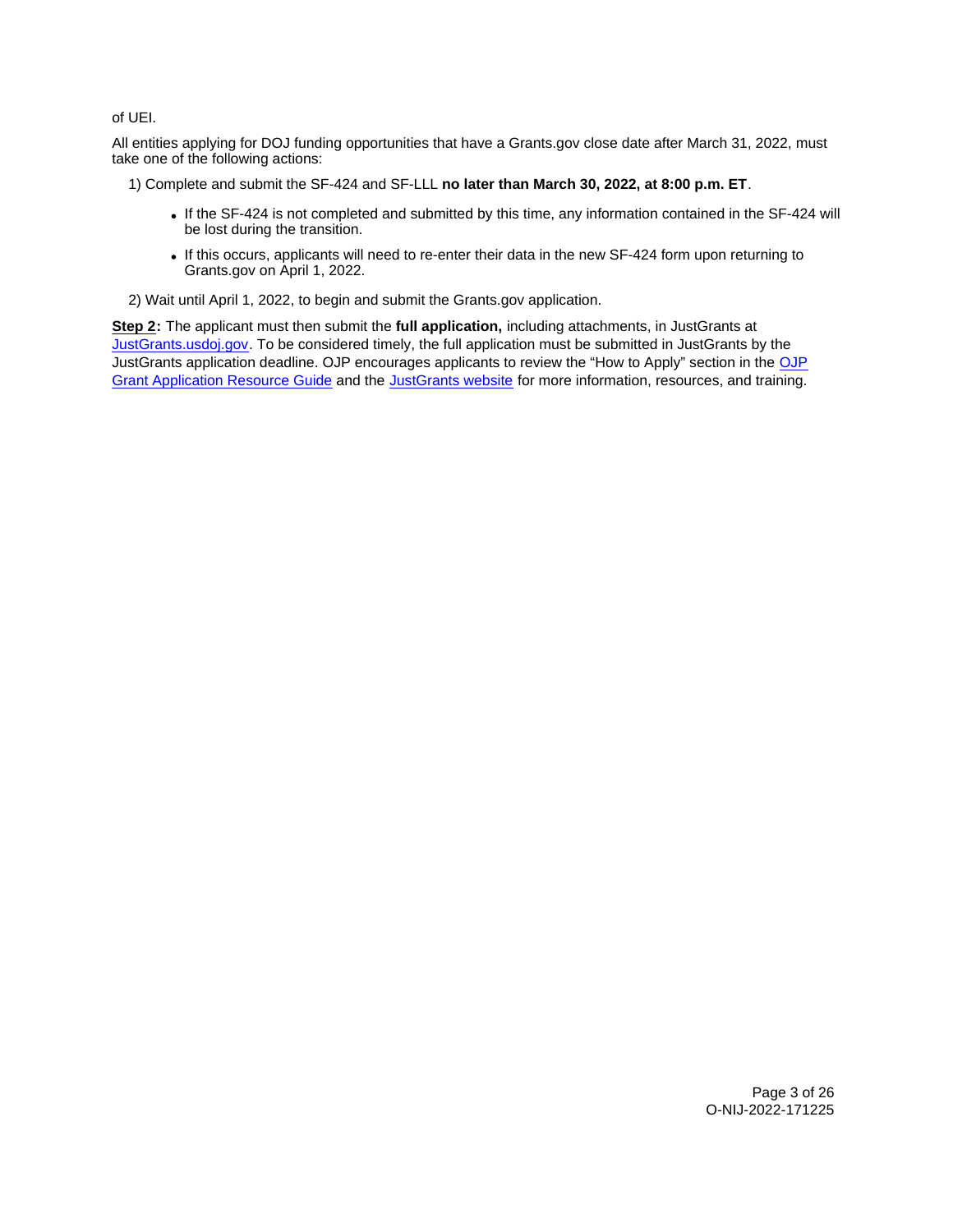of UEI.

All entities applying for DOJ funding opportunities that have a Grants.gov close date after March 31, 2022, must take one of the following actions:

1) Complete and submit the SF-424 and SF-LLL **no later than March 30, 2022, at 8:00 p.m. ET**.

- If the SF-424 is not completed and submitted by this time, any information contained in the SF-424 will be lost during the transition.
- If this occurs, applicants will need to re-enter their data in the new SF-424 form upon returning to Grants.gov on April 1, 2022.

2) Wait until April 1, 2022, to begin and submit the Grants.gov application.

**Step 2:** The applicant must then submit the **full application,** including attachments, in JustGrants at JustGrants.usdoj.gov. To be considered timely, the full application must be submitted in JustGrants by the JustGrants application deadline. OJP encourages applicants to review the "How to Apply" section in the OJP Grant Application Resource Guide and the JustGrants website for more information, resources, and training.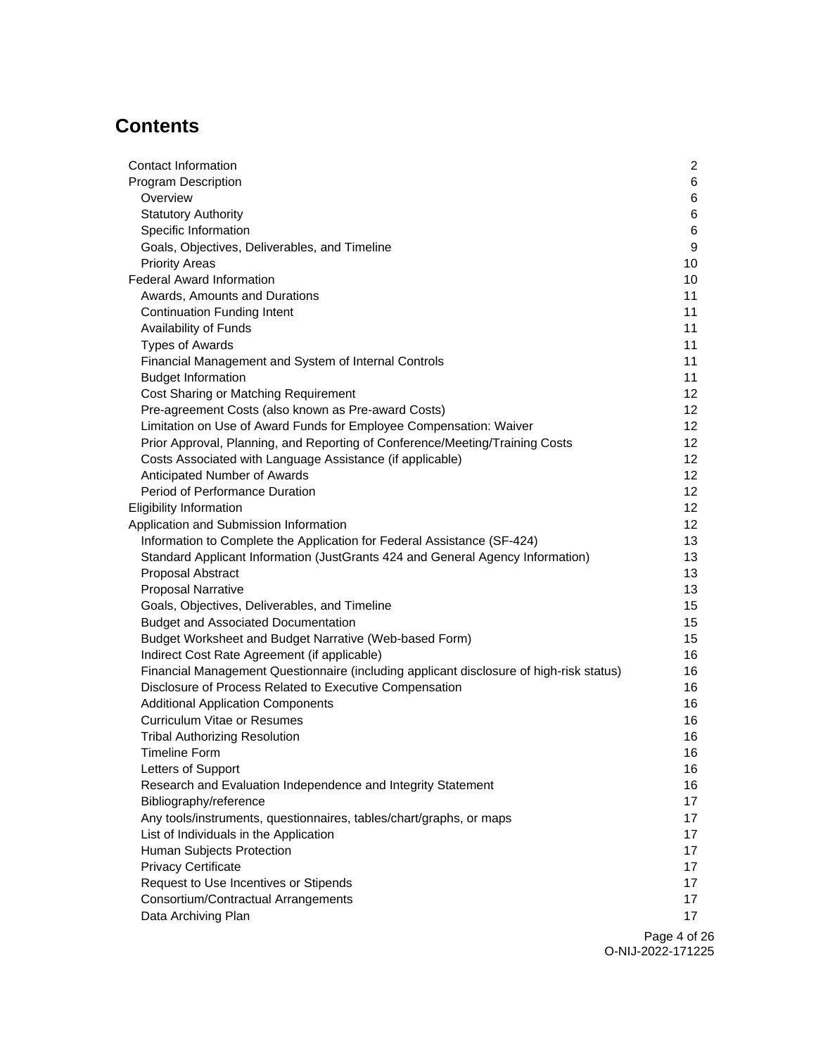# Contents

| | |
|---|---|
| Contact Information | 2 |
| Program Description | 6 |
| Overview | 6 |
| Statutory Authority | 6 |
| Specific Information | 6 |
| Goals, Objectives, Deliverables, and Timeline | 9 |
| Priority Areas | 10 |
| Federal Award Information | 10 |
| Awards, Amounts and Durations | 11 |
| Continuation Funding Intent | 11 |
| Availability of Funds | 11 |
| Types of Awards | 11 |
| Financial Management and System of Internal Controls | 11 |
| Budget Information | 11 |
| Cost Sharing or Matching Requirement | 12 |
| Pre-agreement Costs (also known as Pre-award Costs) | 12 |
| Limitation on Use of Award Funds for Employee Compensation: Waiver | 12 |
| Prior Approval, Planning, and Reporting of Conference/Meeting/Training Costs | 12 |
| Costs Associated with Language Assistance (if applicable) | 12 |
| Anticipated Number of Awards | 12 |
| Period of Performance Duration | 12 |
| Eligibility Information | 12 |
| Application and Submission Information | 12 |
| Information to Complete the Application for Federal Assistance (SF-424) | 13 |
| Standard Applicant Information (JustGrants 424 and General Agency Information) | 13 |
| Proposal Abstract | 13 |
| Proposal Narrative | 13 |
| Goals, Objectives, Deliverables, and Timeline | 15 |
| Budget and Associated Documentation | 15 |
| Budget Worksheet and Budget Narrative (Web-based Form) | 15 |
| Indirect Cost Rate Agreement (if applicable) | 16 |
| Financial Management Questionnaire (including applicant disclosure of high-risk status) | 16 |
| Disclosure of Process Related to Executive Compensation | 16 |
| Additional Application Components | 16 |
| Curriculum Vitae or Resumes | 16 |
| Tribal Authorizing Resolution | 16 |
| Timeline Form | 16 |
| Letters of Support | 16 |
| Research and Evaluation Independence and Integrity Statement | 16 |
| Bibliography/reference | 17 |
| Any tools/instruments, questionnaires, tables/chart/graphs, or maps | 17 |
| List of Individuals in the Application | 17 |
| Human Subjects Protection | 17 |
| Privacy Certificate | 17 |
| Request to Use Incentives or Stipends | 17 |
| Consortium/Contractual Arrangements | 17 |
| Data Archiving Plan | 17 |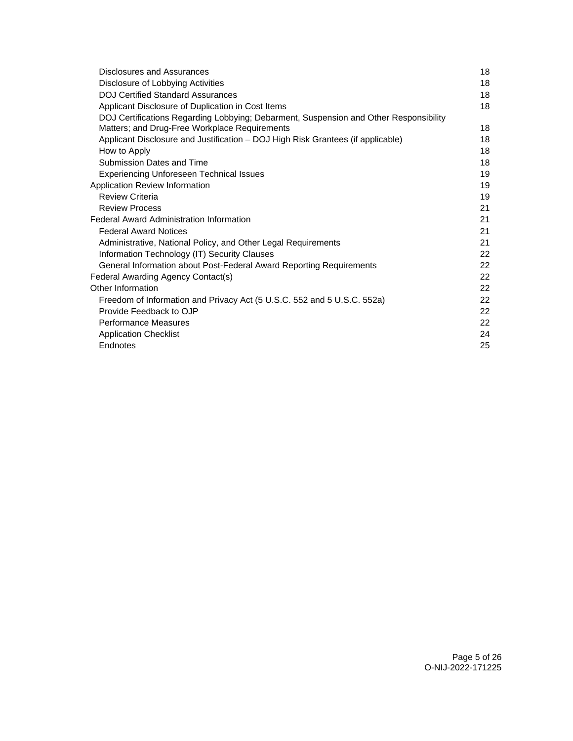| Section | Page |
| --- | --- |
| Disclosures and Assurances | 18 |
| Disclosure of Lobbying Activities | 18 |
| DOJ Certified Standard Assurances | 18 |
| Applicant Disclosure of Duplication in Cost Items | 18 |
| DOJ Certifications Regarding Lobbying; Debarment, Suspension and Other Responsibility Matters; and Drug-Free Workplace Requirements | 18 |
| Applicant Disclosure and Justification – DOJ High Risk Grantees (if applicable) | 18 |
| How to Apply | 18 |
| Submission Dates and Time | 18 |
| Experiencing Unforeseen Technical Issues | 19 |
| Application Review Information | 19 |
| Review Criteria | 19 |
| Review Process | 21 |
| Federal Award Administration Information | 21 |
| Federal Award Notices | 21 |
| Administrative, National Policy, and Other Legal Requirements | 21 |
| Information Technology (IT) Security Clauses | 22 |
| General Information about Post-Federal Award Reporting Requirements | 22 |
| Federal Awarding Agency Contact(s) | 22 |
| Other Information | 22 |
| Freedom of Information and Privacy Act (5 U.S.C. 552 and 5 U.S.C. 552a) | 22 |
| Provide Feedback to OJP | 22 |
| Performance Measures | 22 |
| Application Checklist | 24 |
| Endnotes | 25 |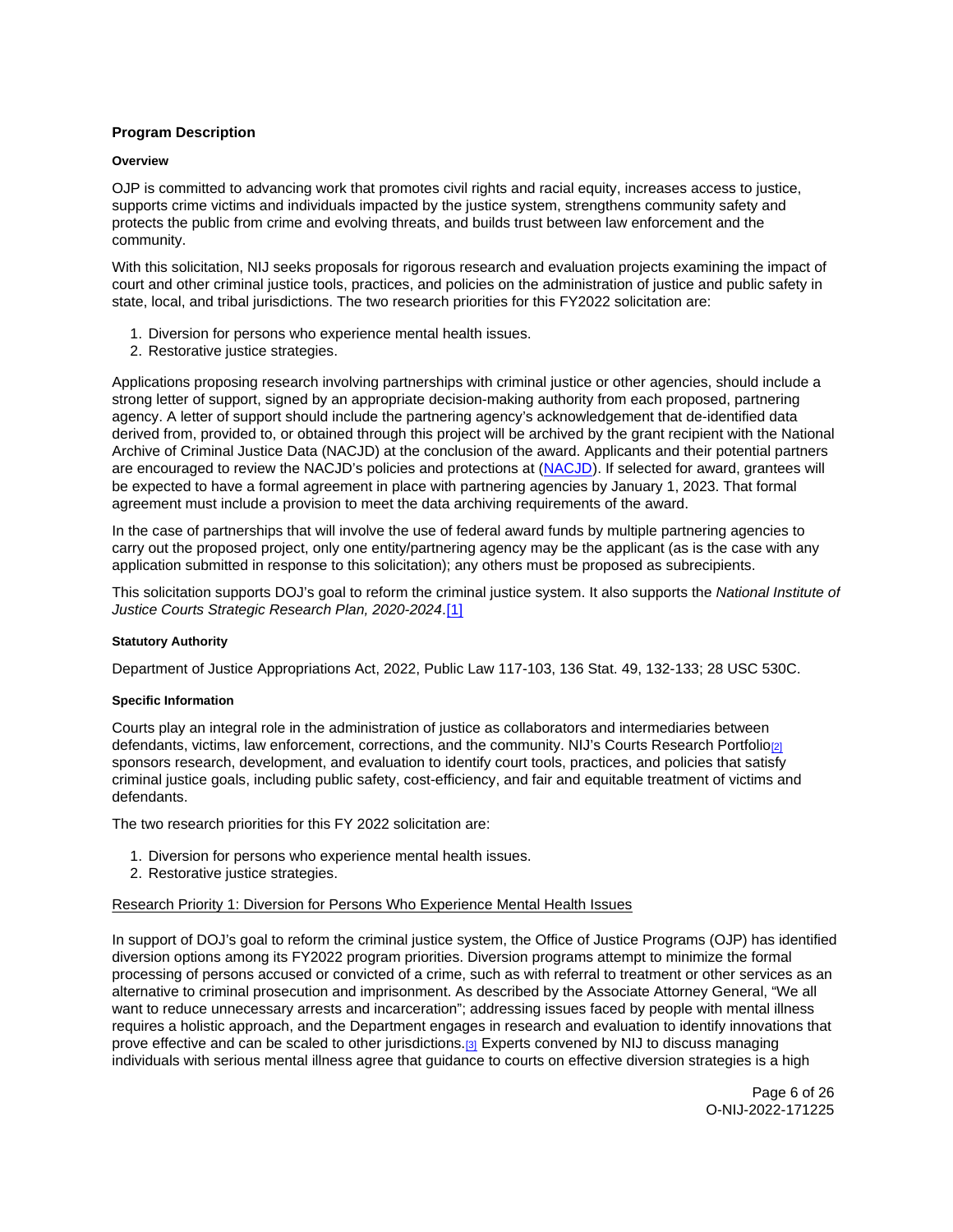## Program Description

### Overview

OJP is committed to advancing work that promotes civil rights and racial equity, increases access to justice, supports crime victims and individuals impacted by the justice system, strengthens community safety and protects the public from crime and evolving threats, and builds trust between law enforcement and the community.

With this solicitation, NIJ seeks proposals for rigorous research and evaluation projects examining the impact of court and other criminal justice tools, practices, and policies on the administration of justice and public safety in state, local, and tribal jurisdictions. The two research priorities for this FY2022 solicitation are:

1. Diversion for persons who experience mental health issues.
2. Restorative justice strategies.

Applications proposing research involving partnerships with criminal justice or other agencies, should include a strong letter of support, signed by an appropriate decision-making authority from each proposed, partnering agency. A letter of support should include the partnering agency's acknowledgement that de-identified data derived from, provided to, or obtained through this project will be archived by the grant recipient with the National Archive of Criminal Justice Data (NACJD) at the conclusion of the award. Applicants and their potential partners are encouraged to review the NACJD's policies and protections at (NACJD). If selected for award, grantees will be expected to have a formal agreement in place with partnering agencies by January 1, 2023. That formal agreement must include a provision to meet the data archiving requirements of the award.

In the case of partnerships that will involve the use of federal award funds by multiple partnering agencies to carry out the proposed project, only one entity/partnering agency may be the applicant (as is the case with any application submitted in response to this solicitation); any others must be proposed as subrecipients.

This solicitation supports DOJ's goal to reform the criminal justice system. It also supports the *National Institute of Justice Courts Strategic Research Plan, 2020-2024*.[1]

### Statutory Authority

Department of Justice Appropriations Act, 2022, Public Law 117-103, 136 Stat. 49, 132-133; 28 USC 530C.

### Specific Information

Courts play an integral role in the administration of justice as collaborators and intermediaries between defendants, victims, law enforcement, corrections, and the community. NIJ's Courts Research Portfolio[2] sponsors research, development, and evaluation to identify court tools, practices, and policies that satisfy criminal justice goals, including public safety, cost-efficiency, and fair and equitable treatment of victims and defendants.

The two research priorities for this FY 2022 solicitation are:

1. Diversion for persons who experience mental health issues.
2. Restorative justice strategies.

Research Priority 1: Diversion for Persons Who Experience Mental Health Issues

In support of DOJ's goal to reform the criminal justice system, the Office of Justice Programs (OJP) has identified diversion options among its FY2022 program priorities. Diversion programs attempt to minimize the formal processing of persons accused or convicted of a crime, such as with referral to treatment or other services as an alternative to criminal prosecution and imprisonment. As described by the Associate Attorney General, "We all want to reduce unnecessary arrests and incarceration"; addressing issues faced by people with mental illness requires a holistic approach, and the Department engages in research and evaluation to identify innovations that prove effective and can be scaled to other jurisdictions.[3] Experts convened by NIJ to discuss managing individuals with serious mental illness agree that guidance to courts on effective diversion strategies is a high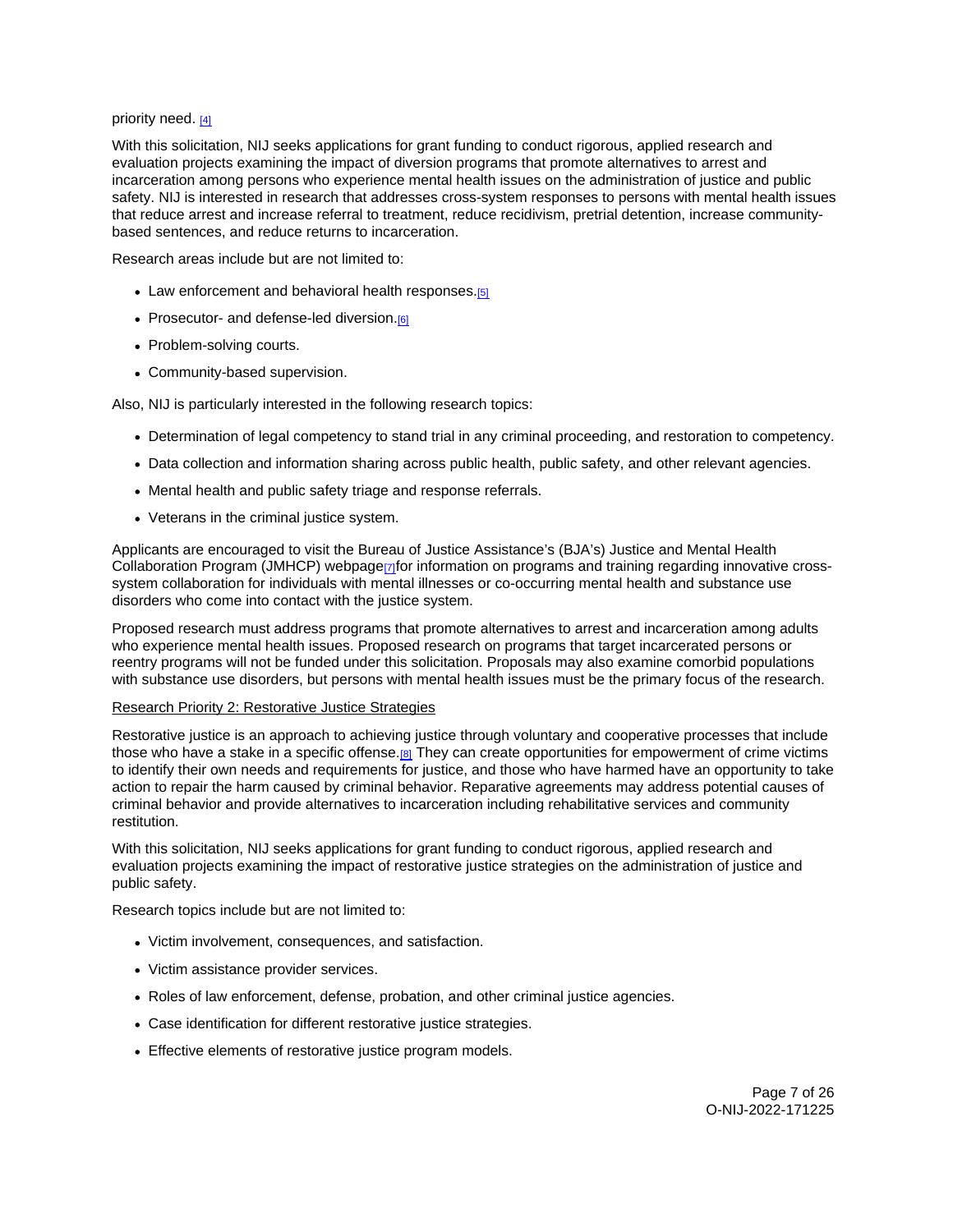priority need. [4]

With this solicitation, NIJ seeks applications for grant funding to conduct rigorous, applied research and evaluation projects examining the impact of diversion programs that promote alternatives to arrest and incarceration among persons who experience mental health issues on the administration of justice and public safety. NIJ is interested in research that addresses cross-system responses to persons with mental health issues that reduce arrest and increase referral to treatment, reduce recidivism, pretrial detention, increase community-based sentences, and reduce returns to incarceration.

Research areas include but are not limited to:

- Law enforcement and behavioral health responses.[5]
- Prosecutor- and defense-led diversion.[6]
- Problem-solving courts.
- Community-based supervision.

Also, NIJ is particularly interested in the following research topics:

- Determination of legal competency to stand trial in any criminal proceeding, and restoration to competency.
- Data collection and information sharing across public health, public safety, and other relevant agencies.
- Mental health and public safety triage and response referrals.
- Veterans in the criminal justice system.

Applicants are encouraged to visit the Bureau of Justice Assistance's (BJA's) Justice and Mental Health Collaboration Program (JMHCP) webpage[7] for information on programs and training regarding innovative cross-system collaboration for individuals with mental illnesses or co-occurring mental health and substance use disorders who come into contact with the justice system.

Proposed research must address programs that promote alternatives to arrest and incarceration among adults who experience mental health issues. Proposed research on programs that target incarcerated persons or reentry programs will not be funded under this solicitation. Proposals may also examine comorbid populations with substance use disorders, but persons with mental health issues must be the primary focus of the research.

Research Priority 2: Restorative Justice Strategies

Restorative justice is an approach to achieving justice through voluntary and cooperative processes that include those who have a stake in a specific offense.[8] They can create opportunities for empowerment of crime victims to identify their own needs and requirements for justice, and those who have harmed have an opportunity to take action to repair the harm caused by criminal behavior. Reparative agreements may address potential causes of criminal behavior and provide alternatives to incarceration including rehabilitative services and community restitution.

With this solicitation, NIJ seeks applications for grant funding to conduct rigorous, applied research and evaluation projects examining the impact of restorative justice strategies on the administration of justice and public safety.

Research topics include but are not limited to:

- Victim involvement, consequences, and satisfaction.
- Victim assistance provider services.
- Roles of law enforcement, defense, probation, and other criminal justice agencies.
- Case identification for different restorative justice strategies.
- Effective elements of restorative justice program models.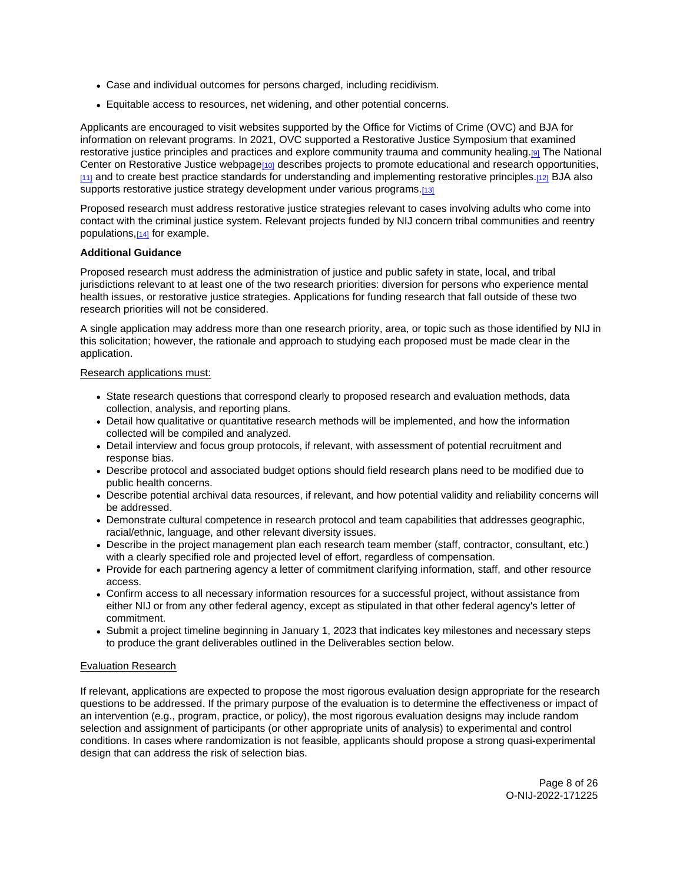- Case and individual outcomes for persons charged, including recidivism.
- Equitable access to resources, net widening, and other potential concerns.

Applicants are encouraged to visit websites supported by the Office for Victims of Crime (OVC) and BJA for information on relevant programs. In 2021, OVC supported a Restorative Justice Symposium that examined restorative justice principles and practices and explore community trauma and community healing.[9] The National Center on Restorative Justice webpage[10] describes projects to promote educational and research opportunities,[11] and to create best practice standards for understanding and implementing restorative principles.[12] BJA also supports restorative justice strategy development under various programs.[13]

Proposed research must address restorative justice strategies relevant to cases involving adults who come into contact with the criminal justice system. Relevant projects funded by NIJ concern tribal communities and reentry populations,[14] for example.

**Additional Guidance**

Proposed research must address the administration of justice and public safety in state, local, and tribal jurisdictions relevant to at least one of the two research priorities: diversion for persons who experience mental health issues, or restorative justice strategies. Applications for funding research that fall outside of these two research priorities will not be considered.

A single application may address more than one research priority, area, or topic such as those identified by NIJ in this solicitation; however, the rationale and approach to studying each proposed must be made clear in the application.

Research applications must:

- State research questions that correspond clearly to proposed research and evaluation methods, data collection, analysis, and reporting plans.
- Detail how qualitative or quantitative research methods will be implemented, and how the information collected will be compiled and analyzed.
- Detail interview and focus group protocols, if relevant, with assessment of potential recruitment and response bias.
- Describe protocol and associated budget options should field research plans need to be modified due to public health concerns.
- Describe potential archival data resources, if relevant, and how potential validity and reliability concerns will be addressed.
- Demonstrate cultural competence in research protocol and team capabilities that addresses geographic, racial/ethnic, language, and other relevant diversity issues.
- Describe in the project management plan each research team member (staff, contractor, consultant, etc.) with a clearly specified role and projected level of effort, regardless of compensation.
- Provide for each partnering agency a letter of commitment clarifying information, staff, and other resource access.
- Confirm access to all necessary information resources for a successful project, without assistance from either NIJ or from any other federal agency, except as stipulated in that other federal agency's letter of commitment.
- Submit a project timeline beginning in January 1, 2023 that indicates key milestones and necessary steps to produce the grant deliverables outlined in the Deliverables section below.

Evaluation Research

If relevant, applications are expected to propose the most rigorous evaluation design appropriate for the research questions to be addressed. If the primary purpose of the evaluation is to determine the effectiveness or impact of an intervention (e.g., program, practice, or policy), the most rigorous evaluation designs may include random selection and assignment of participants (or other appropriate units of analysis) to experimental and control conditions. In cases where randomization is not feasible, applicants should propose a strong quasi-experimental design that can address the risk of selection bias.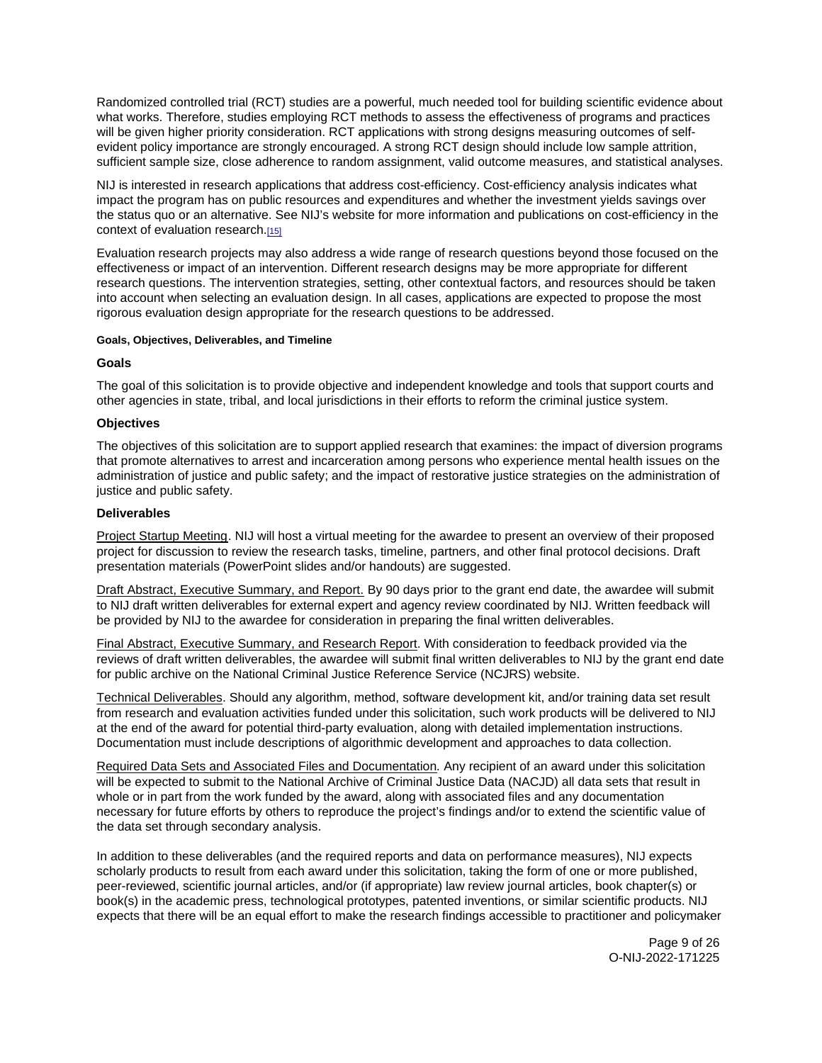Randomized controlled trial (RCT) studies are a powerful, much needed tool for building scientific evidence about what works. Therefore, studies employing RCT methods to assess the effectiveness of programs and practices will be given higher priority consideration. RCT applications with strong designs measuring outcomes of self-evident policy importance are strongly encouraged. A strong RCT design should include low sample attrition, sufficient sample size, close adherence to random assignment, valid outcome measures, and statistical analyses.

NIJ is interested in research applications that address cost-efficiency. Cost-efficiency analysis indicates what impact the program has on public resources and expenditures and whether the investment yields savings over the status quo or an alternative. See NIJ's website for more information and publications on cost-efficiency in the context of evaluation research.[15]

Evaluation research projects may also address a wide range of research questions beyond those focused on the effectiveness or impact of an intervention. Different research designs may be more appropriate for different research questions. The intervention strategies, setting, other contextual factors, and resources should be taken into account when selecting an evaluation design. In all cases, applications are expected to propose the most rigorous evaluation design appropriate for the research questions to be addressed.

#### Goals, Objectives, Deliverables, and Timeline

### Goals

The goal of this solicitation is to provide objective and independent knowledge and tools that support courts and other agencies in state, tribal, and local jurisdictions in their efforts to reform the criminal justice system.

### Objectives

The objectives of this solicitation are to support applied research that examines: the impact of diversion programs that promote alternatives to arrest and incarceration among persons who experience mental health issues on the administration of justice and public safety; and the impact of restorative justice strategies on the administration of justice and public safety.

### Deliverables

Project Startup Meeting. NIJ will host a virtual meeting for the awardee to present an overview of their proposed project for discussion to review the research tasks, timeline, partners, and other final protocol decisions. Draft presentation materials (PowerPoint slides and/or handouts) are suggested.

Draft Abstract, Executive Summary, and Report. By 90 days prior to the grant end date, the awardee will submit to NIJ draft written deliverables for external expert and agency review coordinated by NIJ. Written feedback will be provided by NIJ to the awardee for consideration in preparing the final written deliverables.

Final Abstract, Executive Summary, and Research Report. With consideration to feedback provided via the reviews of draft written deliverables, the awardee will submit final written deliverables to NIJ by the grant end date for public archive on the National Criminal Justice Reference Service (NCJRS) website.

Technical Deliverables. Should any algorithm, method, software development kit, and/or training data set result from research and evaluation activities funded under this solicitation, such work products will be delivered to NIJ at the end of the award for potential third-party evaluation, along with detailed implementation instructions. Documentation must include descriptions of algorithmic development and approaches to data collection.

Required Data Sets and Associated Files and Documentation*.* Any recipient of an award under this solicitation will be expected to submit to the National Archive of Criminal Justice Data (NACJD) all data sets that result in whole or in part from the work funded by the award, along with associated files and any documentation necessary for future efforts by others to reproduce the project's findings and/or to extend the scientific value of the data set through secondary analysis.

In addition to these deliverables (and the required reports and data on performance measures), NIJ expects scholarly products to result from each award under this solicitation, taking the form of one or more published, peer-reviewed, scientific journal articles, and/or (if appropriate) law review journal articles, book chapter(s) or book(s) in the academic press, technological prototypes, patented inventions, or similar scientific products. NIJ expects that there will be an equal effort to make the research findings accessible to practitioner and policymaker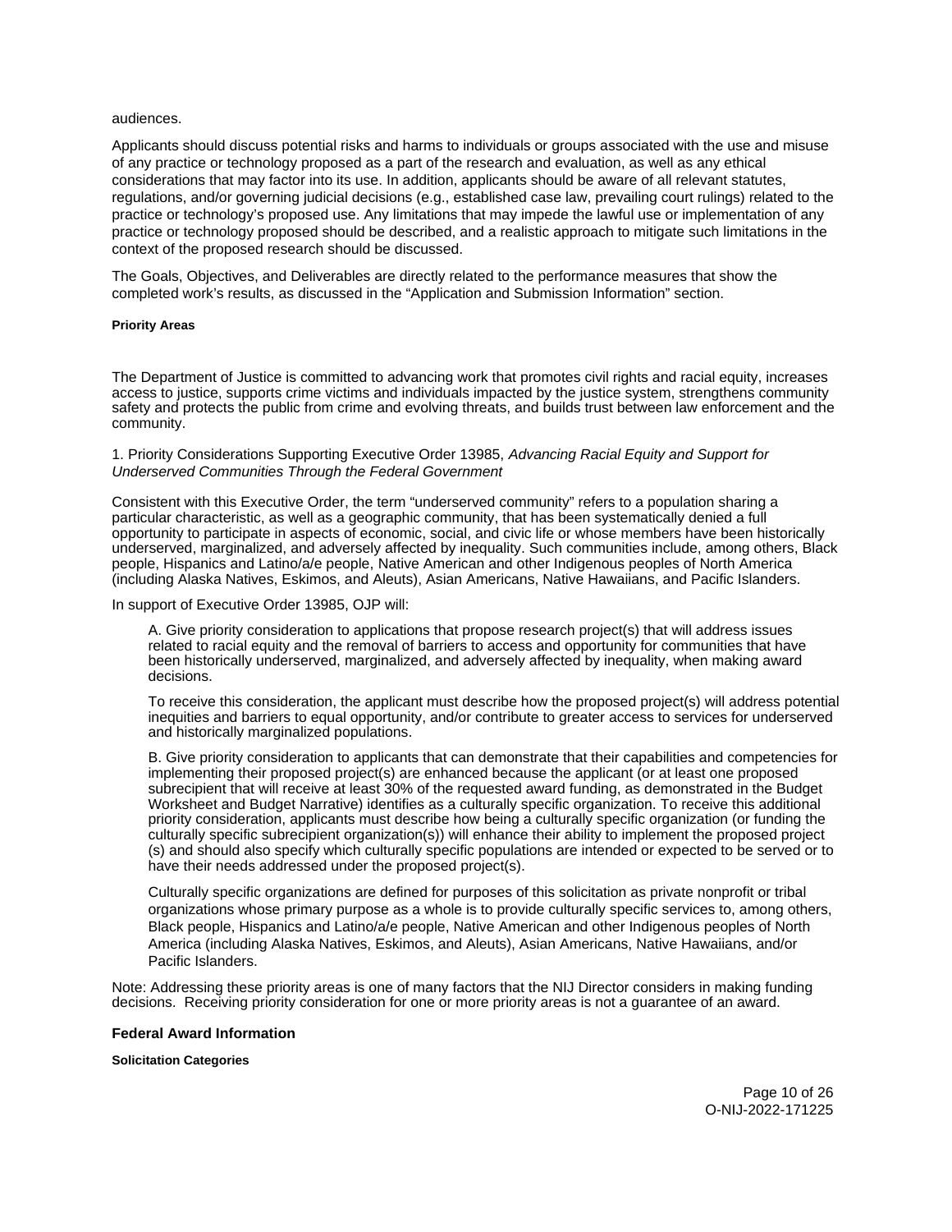audiences.

Applicants should discuss potential risks and harms to individuals or groups associated with the use and misuse of any practice or technology proposed as a part of the research and evaluation, as well as any ethical considerations that may factor into its use. In addition, applicants should be aware of all relevant statutes, regulations, and/or governing judicial decisions (e.g., established case law, prevailing court rulings) related to the practice or technology's proposed use. Any limitations that may impede the lawful use or implementation of any practice or technology proposed should be described, and a realistic approach to mitigate such limitations in the context of the proposed research should be discussed.

The Goals, Objectives, and Deliverables are directly related to the performance measures that show the completed work's results, as discussed in the "Application and Submission Information" section.

#### Priority Areas

The Department of Justice is committed to advancing work that promotes civil rights and racial equity, increases access to justice, supports crime victims and individuals impacted by the justice system, strengthens community safety and protects the public from crime and evolving threats, and builds trust between law enforcement and the community.

1. Priority Considerations Supporting Executive Order 13985, *Advancing Racial Equity and Support for Underserved Communities Through the Federal Government*

Consistent with this Executive Order, the term "underserved community" refers to a population sharing a particular characteristic, as well as a geographic community, that has been systematically denied a full opportunity to participate in aspects of economic, social, and civic life or whose members have been historically underserved, marginalized, and adversely affected by inequality. Such communities include, among others, Black people, Hispanics and Latino/a/e people, Native American and other Indigenous peoples of North America (including Alaska Natives, Eskimos, and Aleuts), Asian Americans, Native Hawaiians, and Pacific Islanders.

In support of Executive Order 13985, OJP will:

A. Give priority consideration to applications that propose research project(s) that will address issues related to racial equity and the removal of barriers to access and opportunity for communities that have been historically underserved, marginalized, and adversely affected by inequality, when making award decisions.

To receive this consideration, the applicant must describe how the proposed project(s) will address potential inequities and barriers to equal opportunity, and/or contribute to greater access to services for underserved and historically marginalized populations.

B. Give priority consideration to applicants that can demonstrate that their capabilities and competencies for implementing their proposed project(s) are enhanced because the applicant (or at least one proposed subrecipient that will receive at least 30% of the requested award funding, as demonstrated in the Budget Worksheet and Budget Narrative) identifies as a culturally specific organization. To receive this additional priority consideration, applicants must describe how being a culturally specific organization (or funding the culturally specific subrecipient organization(s)) will enhance their ability to implement the proposed project (s) and should also specify which culturally specific populations are intended or expected to be served or to have their needs addressed under the proposed project(s).

Culturally specific organizations are defined for purposes of this solicitation as private nonprofit or tribal organizations whose primary purpose as a whole is to provide culturally specific services to, among others, Black people, Hispanics and Latino/a/e people, Native American and other Indigenous peoples of North America (including Alaska Natives, Eskimos, and Aleuts), Asian Americans, Native Hawaiians, and/or Pacific Islanders.

Note: Addressing these priority areas is one of many factors that the NIJ Director considers in making funding decisions. Receiving priority consideration for one or more priority areas is not a guarantee of an award.

### Federal Award Information

#### Solicitation Categories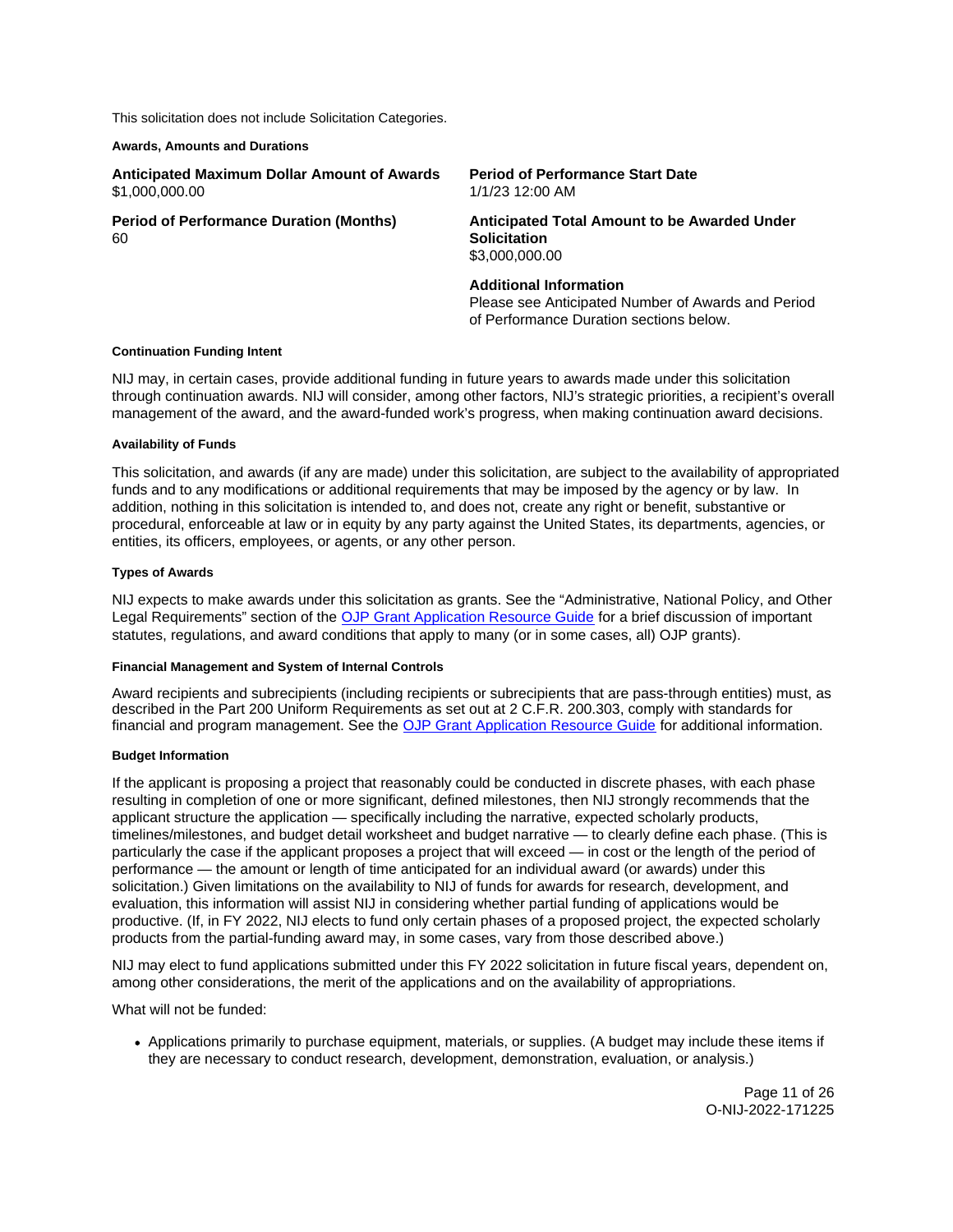This solicitation does not include Solicitation Categories.

#### Awards, Amounts and Durations

**Anticipated Maximum Dollar Amount of Awards**
$1,000,000.00

**Period of Performance Start Date**
1/1/23 12:00 AM

**Period of Performance Duration (Months)**
60

**Anticipated Total Amount to be Awarded Under Solicitation**
$3,000,000.00

**Additional Information**
Please see Anticipated Number of Awards and Period of Performance Duration sections below.

#### Continuation Funding Intent

NIJ may, in certain cases, provide additional funding in future years to awards made under this solicitation through continuation awards. NIJ will consider, among other factors, NIJ's strategic priorities, a recipient's overall management of the award, and the award-funded work's progress, when making continuation award decisions.

#### Availability of Funds

This solicitation, and awards (if any are made) under this solicitation, are subject to the availability of appropriated funds and to any modifications or additional requirements that may be imposed by the agency or by law. In addition, nothing in this solicitation is intended to, and does not, create any right or benefit, substantive or procedural, enforceable at law or in equity by any party against the United States, its departments, agencies, or entities, its officers, employees, or agents, or any other person.

#### Types of Awards

NIJ expects to make awards under this solicitation as grants. See the "Administrative, National Policy, and Other Legal Requirements" section of the [OJP Grant Application Resource Guide](https://www.ojp.gov/funding/apply/ojp-grant-application-resource-guide) for a brief discussion of important statutes, regulations, and award conditions that apply to many (or in some cases, all) OJP grants).

#### Financial Management and System of Internal Controls

Award recipients and subrecipients (including recipients or subrecipients that are pass-through entities) must, as described in the Part 200 Uniform Requirements as set out at 2 C.F.R. 200.303, comply with standards for financial and program management. See the [OJP Grant Application Resource Guide](https://www.ojp.gov/funding/apply/ojp-grant-application-resource-guide) for additional information.

#### Budget Information

If the applicant is proposing a project that reasonably could be conducted in discrete phases, with each phase resulting in completion of one or more significant, defined milestones, then NIJ strongly recommends that the applicant structure the application — specifically including the narrative, expected scholarly products, timelines/milestones, and budget detail worksheet and budget narrative — to clearly define each phase. (This is particularly the case if the applicant proposes a project that will exceed — in cost or the length of the period of performance — the amount or length of time anticipated for an individual award (or awards) under this solicitation.) Given limitations on the availability to NIJ of funds for awards for research, development, and evaluation, this information will assist NIJ in considering whether partial funding of applications would be productive. (If, in FY 2022, NIJ elects to fund only certain phases of a proposed project, the expected scholarly products from the partial-funding award may, in some cases, vary from those described above.)

NIJ may elect to fund applications submitted under this FY 2022 solicitation in future fiscal years, dependent on, among other considerations, the merit of the applications and on the availability of appropriations.

What will not be funded:

- Applications primarily to purchase equipment, materials, or supplies. (A budget may include these items if they are necessary to conduct research, development, demonstration, evaluation, or analysis.)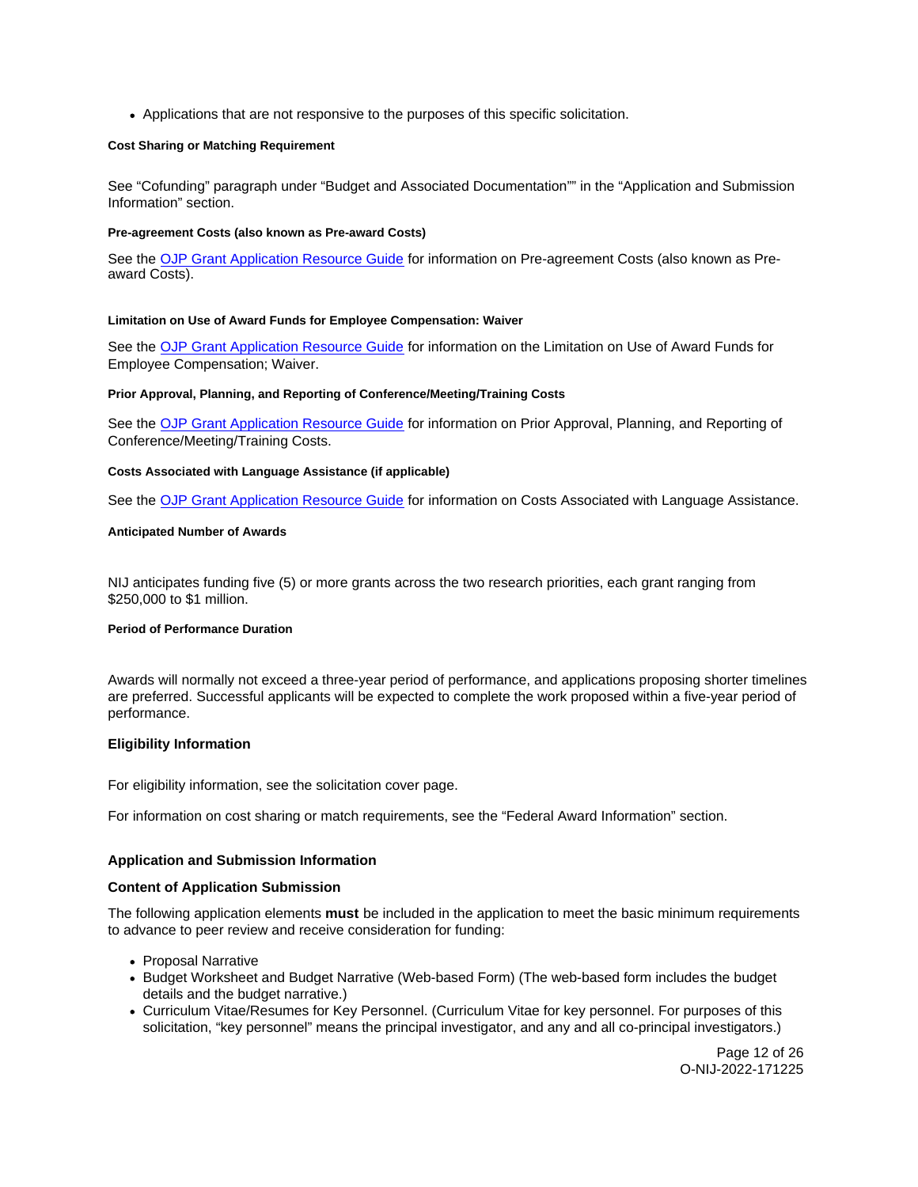- Applications that are not responsive to the purposes of this specific solicitation.

#### Cost Sharing or Matching Requirement

See "Cofunding" paragraph under "Budget and Associated Documentation"" in the "Application and Submission Information" section.

#### Pre-agreement Costs (also known as Pre-award Costs)

See the [OJP Grant Application Resource Guide] for information on Pre-agreement Costs (also known as Pre-award Costs).

#### Limitation on Use of Award Funds for Employee Compensation: Waiver

See the [OJP Grant Application Resource Guide] for information on the Limitation on Use of Award Funds for Employee Compensation; Waiver.

#### Prior Approval, Planning, and Reporting of Conference/Meeting/Training Costs

See the [OJP Grant Application Resource Guide] for information on Prior Approval, Planning, and Reporting of Conference/Meeting/Training Costs.

#### Costs Associated with Language Assistance (if applicable)

See the [OJP Grant Application Resource Guide] for information on Costs Associated with Language Assistance.

#### Anticipated Number of Awards

NIJ anticipates funding five (5) or more grants across the two research priorities, each grant ranging from $250,000 to $1 million.

#### Period of Performance Duration

Awards will normally not exceed a three-year period of performance, and applications proposing shorter timelines are preferred. Successful applicants will be expected to complete the work proposed within a five-year period of performance.

### Eligibility Information

For eligibility information, see the solicitation cover page.

For information on cost sharing or match requirements, see the "Federal Award Information" section.

### Application and Submission Information

### Content of Application Submission

The following application elements **must** be included in the application to meet the basic minimum requirements to advance to peer review and receive consideration for funding:

- Proposal Narrative
- Budget Worksheet and Budget Narrative (Web-based Form) (The web-based form includes the budget details and the budget narrative.)
- Curriculum Vitae/Resumes for Key Personnel. (Curriculum Vitae for key personnel. For purposes of this solicitation, "key personnel" means the principal investigator, and any and all co-principal investigators.)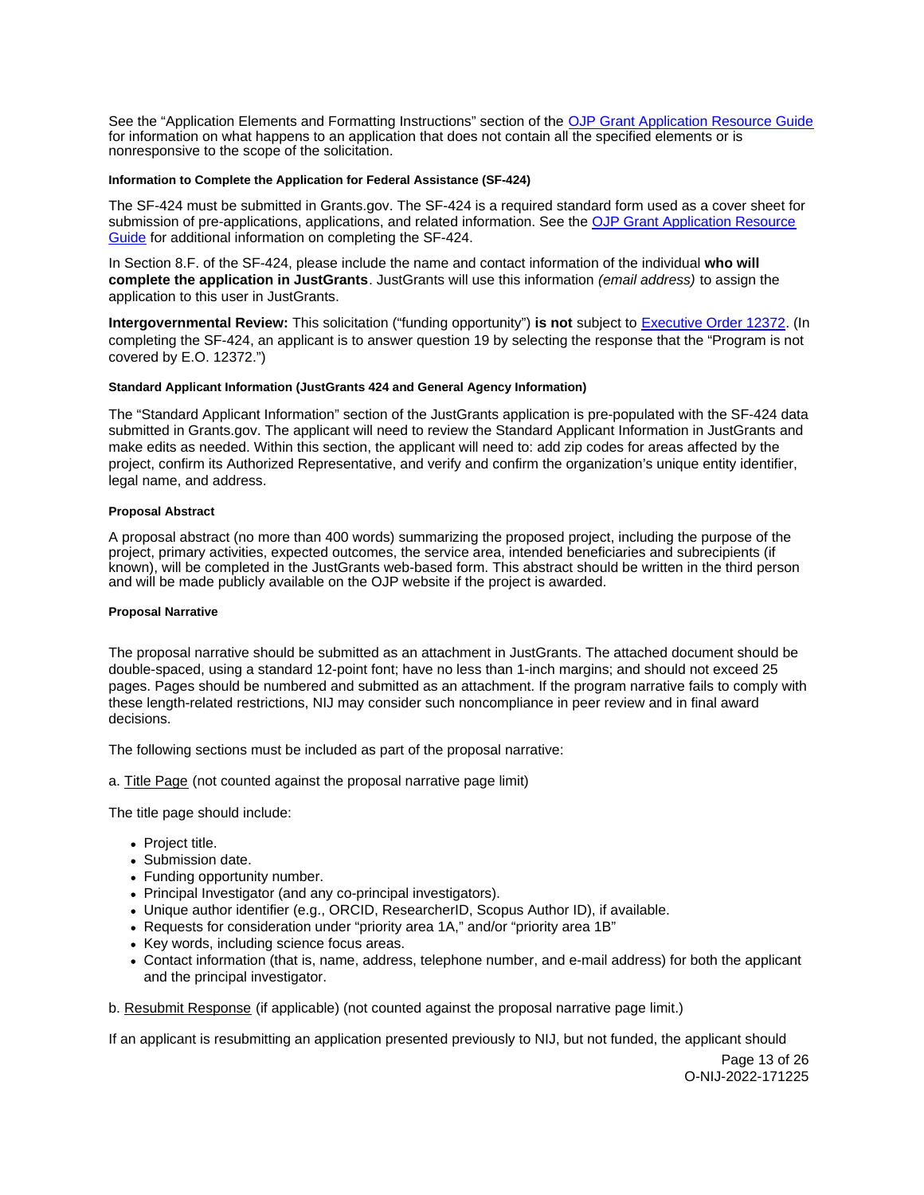See the "Application Elements and Formatting Instructions" section of the [OJP Grant Application Resource Guide](https://www.ojp.gov/funding/apply/ojp-grant-application-resource-guide) for information on what happens to an application that does not contain all the specified elements or is nonresponsive to the scope of the solicitation.

#### Information to Complete the Application for Federal Assistance (SF-424)

The SF-424 must be submitted in Grants.gov. The SF-424 is a required standard form used as a cover sheet for submission of pre-applications, applications, and related information. See the [OJP Grant Application Resource Guide](https://www.ojp.gov/funding/apply/ojp-grant-application-resource-guide) for additional information on completing the SF-424.

In Section 8.F. of the SF-424, please include the name and contact information of the individual **who will complete the application in JustGrants**. JustGrants will use this information *(email address)* to assign the application to this user in JustGrants.

**Intergovernmental Review:** This solicitation ("funding opportunity") **is not** subject to [Executive Order 12372](https://www.archives.gov/federal-register/codification/executive-order/12372.html). (In completing the SF-424, an applicant is to answer question 19 by selecting the response that the "Program is not covered by E.O. 12372.")

#### Standard Applicant Information (JustGrants 424 and General Agency Information)

The "Standard Applicant Information" section of the JustGrants application is pre-populated with the SF-424 data submitted in Grants.gov. The applicant will need to review the Standard Applicant Information in JustGrants and make edits as needed. Within this section, the applicant will need to: add zip codes for areas affected by the project, confirm its Authorized Representative, and verify and confirm the organization's unique entity identifier, legal name, and address.

#### Proposal Abstract

A proposal abstract (no more than 400 words) summarizing the proposed project, including the purpose of the project, primary activities, expected outcomes, the service area, intended beneficiaries and subrecipients (if known), will be completed in the JustGrants web-based form. This abstract should be written in the third person and will be made publicly available on the OJP website if the project is awarded.

#### Proposal Narrative

The proposal narrative should be submitted as an attachment in JustGrants. The attached document should be double-spaced, using a standard 12-point font; have no less than 1-inch margins; and should not exceed 25 pages. Pages should be numbered and submitted as an attachment. If the program narrative fails to comply with these length-related restrictions, NIJ may consider such noncompliance in peer review and in final award decisions.

The following sections must be included as part of the proposal narrative:

a. Title Page (not counted against the proposal narrative page limit)

The title page should include:

- Project title.
- Submission date.
- Funding opportunity number.
- Principal Investigator (and any co-principal investigators).
- Unique author identifier (e.g., ORCID, ResearcherID, Scopus Author ID), if available.
- Requests for consideration under "priority area 1A," and/or "priority area 1B"
- Key words, including science focus areas.
- Contact information (that is, name, address, telephone number, and e-mail address) for both the applicant and the principal investigator.

b. Resubmit Response (if applicable) (not counted against the proposal narrative page limit.)

If an applicant is resubmitting an application presented previously to NIJ, but not funded, the applicant should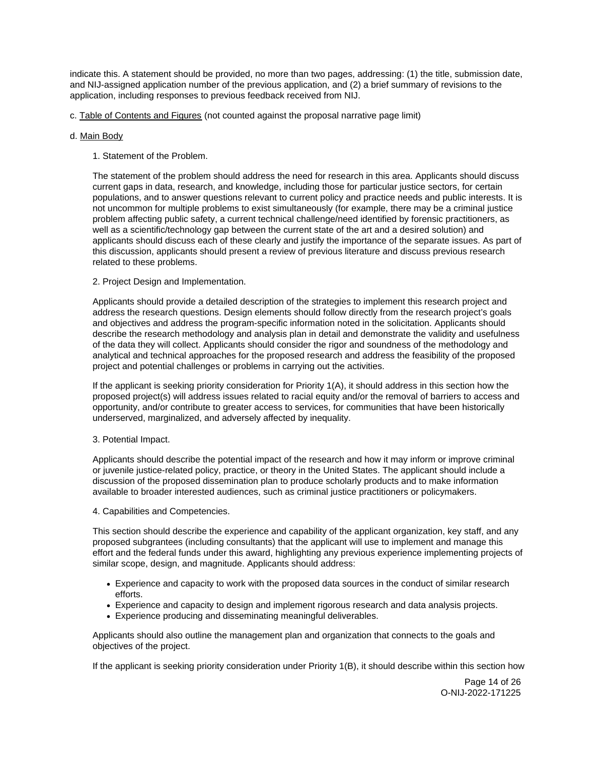indicate this. A statement should be provided, no more than two pages, addressing: (1) the title, submission date, and NIJ-assigned application number of the previous application, and (2) a brief summary of revisions to the application, including responses to previous feedback received from NIJ.

c. Table of Contents and Figures (not counted against the proposal narrative page limit)

d. Main Body

1. Statement of the Problem.

The statement of the problem should address the need for research in this area. Applicants should discuss current gaps in data, research, and knowledge, including those for particular justice sectors, for certain populations, and to answer questions relevant to current policy and practice needs and public interests. It is not uncommon for multiple problems to exist simultaneously (for example, there may be a criminal justice problem affecting public safety, a current technical challenge/need identified by forensic practitioners, as well as a scientific/technology gap between the current state of the art and a desired solution) and applicants should discuss each of these clearly and justify the importance of the separate issues. As part of this discussion, applicants should present a review of previous literature and discuss previous research related to these problems.

2. Project Design and Implementation.

Applicants should provide a detailed description of the strategies to implement this research project and address the research questions. Design elements should follow directly from the research project's goals and objectives and address the program-specific information noted in the solicitation. Applicants should describe the research methodology and analysis plan in detail and demonstrate the validity and usefulness of the data they will collect. Applicants should consider the rigor and soundness of the methodology and analytical and technical approaches for the proposed research and address the feasibility of the proposed project and potential challenges or problems in carrying out the activities.

If the applicant is seeking priority consideration for Priority 1(A), it should address in this section how the proposed project(s) will address issues related to racial equity and/or the removal of barriers to access and opportunity, and/or contribute to greater access to services, for communities that have been historically underserved, marginalized, and adversely affected by inequality.

3. Potential Impact.

Applicants should describe the potential impact of the research and how it may inform or improve criminal or juvenile justice-related policy, practice, or theory in the United States. The applicant should include a discussion of the proposed dissemination plan to produce scholarly products and to make information available to broader interested audiences, such as criminal justice practitioners or policymakers.

4. Capabilities and Competencies.

This section should describe the experience and capability of the applicant organization, key staff, and any proposed subgrantees (including consultants) that the applicant will use to implement and manage this effort and the federal funds under this award, highlighting any previous experience implementing projects of similar scope, design, and magnitude. Applicants should address:

- Experience and capacity to work with the proposed data sources in the conduct of similar research efforts.
- Experience and capacity to design and implement rigorous research and data analysis projects.
- Experience producing and disseminating meaningful deliverables.

Applicants should also outline the management plan and organization that connects to the goals and objectives of the project.

If the applicant is seeking priority consideration under Priority 1(B), it should describe within this section how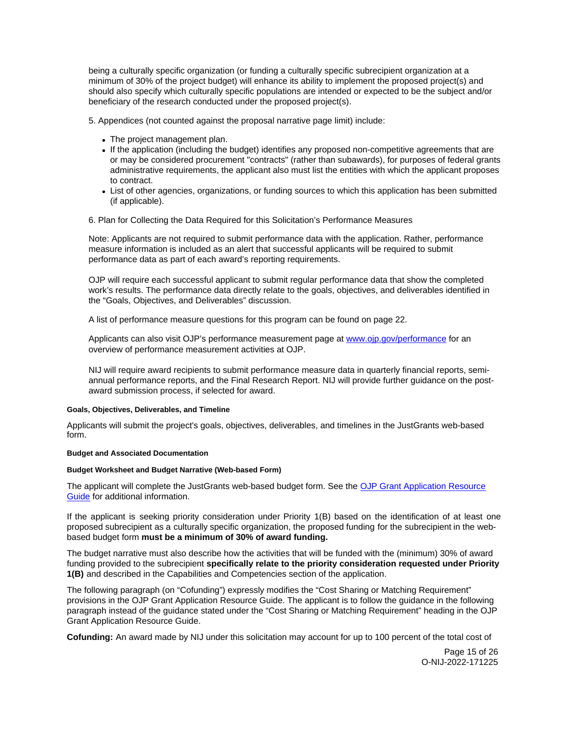being a culturally specific organization (or funding a culturally specific subrecipient organization at a minimum of 30% of the project budget) will enhance its ability to implement the proposed project(s) and should also specify which culturally specific populations are intended or expected to be the subject and/or beneficiary of the research conducted under the proposed project(s).

5. Appendices (not counted against the proposal narrative page limit) include:

- The project management plan.
- If the application (including the budget) identifies any proposed non-competitive agreements that are or may be considered procurement "contracts" (rather than subawards), for purposes of federal grants administrative requirements, the applicant also must list the entities with which the applicant proposes to contract.
- List of other agencies, organizations, or funding sources to which this application has been submitted (if applicable).

6. Plan for Collecting the Data Required for this Solicitation's Performance Measures

Note: Applicants are not required to submit performance data with the application. Rather, performance measure information is included as an alert that successful applicants will be required to submit performance data as part of each award's reporting requirements.

OJP will require each successful applicant to submit regular performance data that show the completed work's results. The performance data directly relate to the goals, objectives, and deliverables identified in the "Goals, Objectives, and Deliverables" discussion.

A list of performance measure questions for this program can be found on page 22.

Applicants can also visit OJP's performance measurement page at [www.ojp.gov/performance](www.ojp.gov/performance) for an overview of performance measurement activities at OJP.

NIJ will require award recipients to submit performance measure data in quarterly financial reports, semi-annual performance reports, and the Final Research Report. NIJ will provide further guidance on the post-award submission process, if selected for award.

#### Goals, Objectives, Deliverables, and Timeline

Applicants will submit the project's goals, objectives, deliverables, and timelines in the JustGrants web-based form.

#### Budget and Associated Documentation

#### Budget Worksheet and Budget Narrative (Web-based Form)

The applicant will complete the JustGrants web-based budget form. See the OJP Grant Application Resource Guide for additional information.

If the applicant is seeking priority consideration under Priority 1(B) based on the identification of at least one proposed subrecipient as a culturally specific organization, the proposed funding for the subrecipient in the web-based budget form **must be a minimum of 30% of award funding.**

The budget narrative must also describe how the activities that will be funded with the (minimum) 30% of award funding provided to the subrecipient **specifically relate to the priority consideration requested under Priority 1(B)** and described in the Capabilities and Competencies section of the application.

The following paragraph (on "Cofunding") expressly modifies the "Cost Sharing or Matching Requirement" provisions in the OJP Grant Application Resource Guide. The applicant is to follow the guidance in the following paragraph instead of the guidance stated under the "Cost Sharing or Matching Requirement" heading in the OJP Grant Application Resource Guide.

**Cofunding:** An award made by NIJ under this solicitation may account for up to 100 percent of the total cost of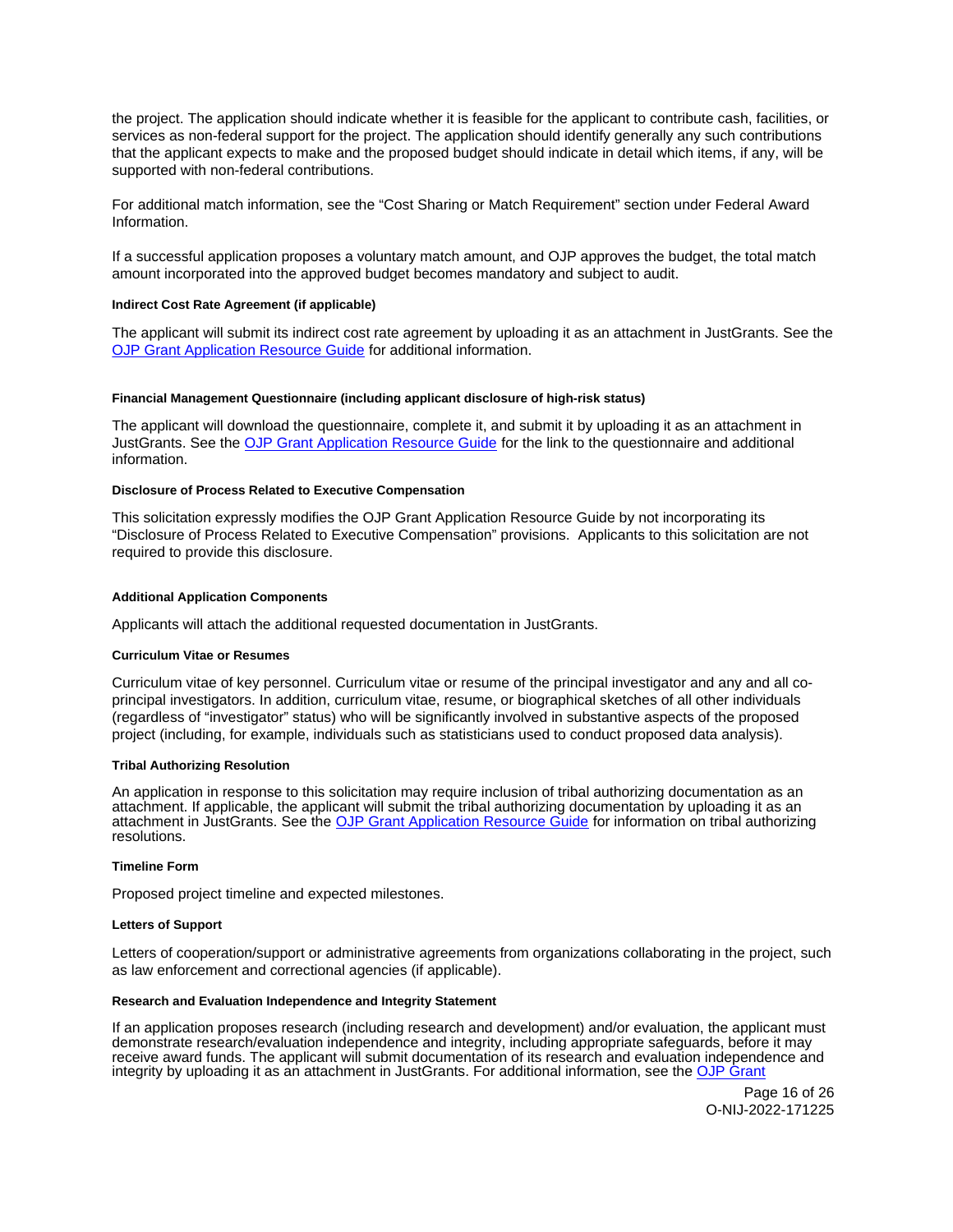the project. The application should indicate whether it is feasible for the applicant to contribute cash, facilities, or services as non-federal support for the project. The application should identify generally any such contributions that the applicant expects to make and the proposed budget should indicate in detail which items, if any, will be supported with non-federal contributions.

For additional match information, see the "Cost Sharing or Match Requirement" section under Federal Award Information.

If a successful application proposes a voluntary match amount, and OJP approves the budget, the total match amount incorporated into the approved budget becomes mandatory and subject to audit.

#### Indirect Cost Rate Agreement (if applicable)

The applicant will submit its indirect cost rate agreement by uploading it as an attachment in JustGrants. See the [OJP Grant Application Resource Guide](https://www.ojp.gov/funding/apply/ojp-grant-application-resource-guide) for additional information.

#### Financial Management Questionnaire (including applicant disclosure of high-risk status)

The applicant will download the questionnaire, complete it, and submit it by uploading it as an attachment in JustGrants. See the [OJP Grant Application Resource Guide](https://www.ojp.gov/funding/apply/ojp-grant-application-resource-guide) for the link to the questionnaire and additional information.

#### Disclosure of Process Related to Executive Compensation

This solicitation expressly modifies the OJP Grant Application Resource Guide by not incorporating its "Disclosure of Process Related to Executive Compensation" provisions. Applicants to this solicitation are not required to provide this disclosure.

#### Additional Application Components

Applicants will attach the additional requested documentation in JustGrants.

#### Curriculum Vitae or Resumes

Curriculum vitae of key personnel. Curriculum vitae or resume of the principal investigator and any and all co-principal investigators. In addition, curriculum vitae, resume, or biographical sketches of all other individuals (regardless of "investigator" status) who will be significantly involved in substantive aspects of the proposed project (including, for example, individuals such as statisticians used to conduct proposed data analysis).

#### Tribal Authorizing Resolution

An application in response to this solicitation may require inclusion of tribal authorizing documentation as an attachment. If applicable, the applicant will submit the tribal authorizing documentation by uploading it as an attachment in JustGrants. See the [OJP Grant Application Resource Guide](https://www.ojp.gov/funding/apply/ojp-grant-application-resource-guide) for information on tribal authorizing resolutions.

#### Timeline Form

Proposed project timeline and expected milestones.

#### Letters of Support

Letters of cooperation/support or administrative agreements from organizations collaborating in the project, such as law enforcement and correctional agencies (if applicable).

#### Research and Evaluation Independence and Integrity Statement

If an application proposes research (including research and development) and/or evaluation, the applicant must demonstrate research/evaluation independence and integrity, including appropriate safeguards, before it may receive award funds. The applicant will submit documentation of its research and evaluation independence and integrity by uploading it as an attachment in JustGrants. For additional information, see the [OJP Grant](https://www.ojp.gov/funding/apply/ojp-grant-application-resource-guide)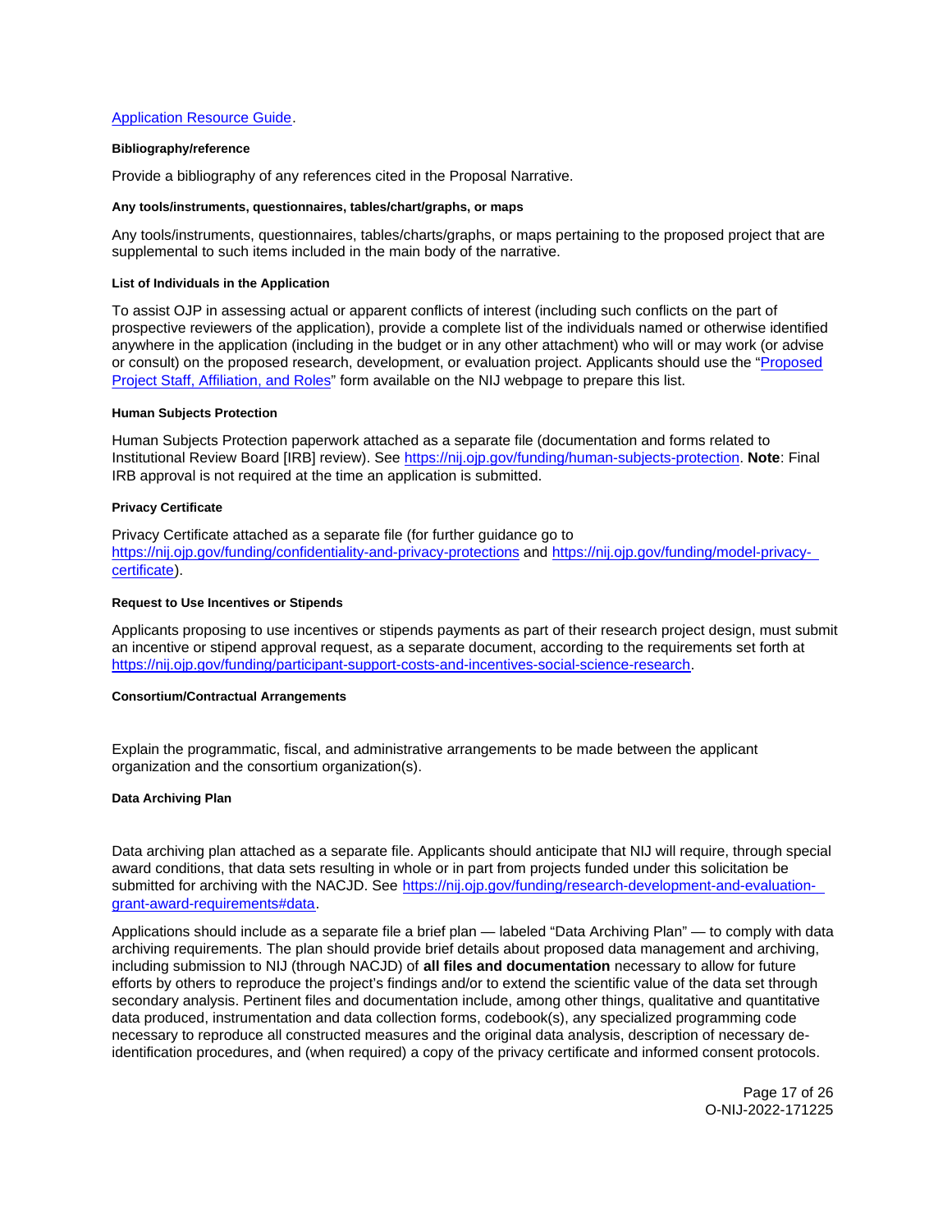[Application Resource Guide](#).

#### Bibliography/reference

Provide a bibliography of any references cited in the Proposal Narrative.

#### Any tools/instruments, questionnaires, tables/chart/graphs, or maps

Any tools/instruments, questionnaires, tables/charts/graphs, or maps pertaining to the proposed project that are supplemental to such items included in the main body of the narrative.

#### List of Individuals in the Application

To assist OJP in assessing actual or apparent conflicts of interest (including such conflicts on the part of prospective reviewers of the application), provide a complete list of the individuals named or otherwise identified anywhere in the application (including in the budget or in any other attachment) who will or may work (or advise or consult) on the proposed research, development, or evaluation project. Applicants should use the "Proposed Project Staff, Affiliation, and Roles" form available on the NIJ webpage to prepare this list.

#### Human Subjects Protection

Human Subjects Protection paperwork attached as a separate file (documentation and forms related to Institutional Review Board [IRB] review). See https://nij.ojp.gov/funding/human-subjects-protection. **Note**: Final IRB approval is not required at the time an application is submitted.

#### Privacy Certificate

Privacy Certificate attached as a separate file (for further guidance go to https://nij.ojp.gov/funding/confidentiality-and-privacy-protections and https://nij.ojp.gov/funding/model-privacy-certificate).

#### Request to Use Incentives or Stipends

Applicants proposing to use incentives or stipends payments as part of their research project design, must submit an incentive or stipend approval request, as a separate document, according to the requirements set forth at https://nij.ojp.gov/funding/participant-support-costs-and-incentives-social-science-research.

#### Consortium/Contractual Arrangements

Explain the programmatic, fiscal, and administrative arrangements to be made between the applicant organization and the consortium organization(s).

#### Data Archiving Plan

Data archiving plan attached as a separate file. Applicants should anticipate that NIJ will require, through special award conditions, that data sets resulting in whole or in part from projects funded under this solicitation be submitted for archiving with the NACJD. See https://nij.ojp.gov/funding/research-development-and-evaluation-grant-award-requirements#data.

Applications should include as a separate file a brief plan — labeled "Data Archiving Plan" — to comply with data archiving requirements. The plan should provide brief details about proposed data management and archiving, including submission to NIJ (through NACJD) of **all files and documentation** necessary to allow for future efforts by others to reproduce the project's findings and/or to extend the scientific value of the data set through secondary analysis. Pertinent files and documentation include, among other things, qualitative and quantitative data produced, instrumentation and data collection forms, codebook(s), any specialized programming code necessary to reproduce all constructed measures and the original data analysis, description of necessary de-identification procedures, and (when required) a copy of the privacy certificate and informed consent protocols.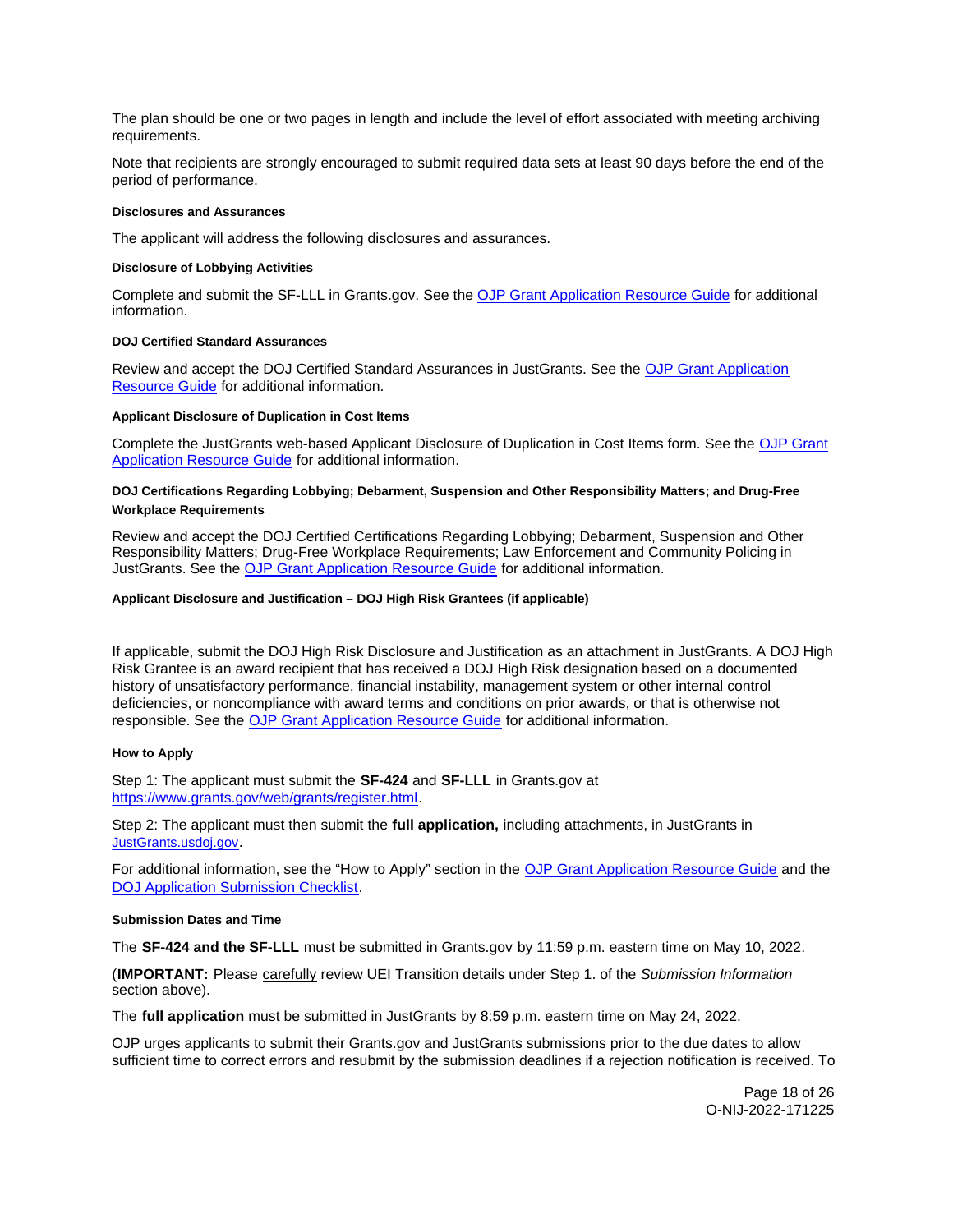The plan should be one or two pages in length and include the level of effort associated with meeting archiving requirements.

Note that recipients are strongly encouraged to submit required data sets at least 90 days before the end of the period of performance.

#### Disclosures and Assurances

The applicant will address the following disclosures and assurances.

#### Disclosure of Lobbying Activities

Complete and submit the SF-LLL in Grants.gov. See the OJP Grant Application Resource Guide for additional information.

#### DOJ Certified Standard Assurances

Review and accept the DOJ Certified Standard Assurances in JustGrants. See the OJP Grant Application Resource Guide for additional information.

#### Applicant Disclosure of Duplication in Cost Items

Complete the JustGrants web-based Applicant Disclosure of Duplication in Cost Items form. See the OJP Grant Application Resource Guide for additional information.

#### DOJ Certifications Regarding Lobbying; Debarment, Suspension and Other Responsibility Matters; and Drug-Free Workplace Requirements

Review and accept the DOJ Certified Certifications Regarding Lobbying; Debarment, Suspension and Other Responsibility Matters; Drug-Free Workplace Requirements; Law Enforcement and Community Policing in JustGrants. See the OJP Grant Application Resource Guide for additional information.

#### Applicant Disclosure and Justification – DOJ High Risk Grantees (if applicable)

If applicable, submit the DOJ High Risk Disclosure and Justification as an attachment in JustGrants. A DOJ High Risk Grantee is an award recipient that has received a DOJ High Risk designation based on a documented history of unsatisfactory performance, financial instability, management system or other internal control deficiencies, or noncompliance with award terms and conditions on prior awards, or that is otherwise not responsible. See the OJP Grant Application Resource Guide for additional information.

#### How to Apply

Step 1: The applicant must submit the **SF-424** and **SF-LLL** in Grants.gov at https://www.grants.gov/web/grants/register.html.

Step 2: The applicant must then submit the **full application,** including attachments, in JustGrants in JustGrants.usdoj.gov.

For additional information, see the "How to Apply" section in the OJP Grant Application Resource Guide and the DOJ Application Submission Checklist.

#### Submission Dates and Time

The **SF-424 and the SF-LLL** must be submitted in Grants.gov by 11:59 p.m. eastern time on May 10, 2022.

(**IMPORTANT:** Please carefully review UEI Transition details under Step 1. of the *Submission Information* section above).

The **full application** must be submitted in JustGrants by 8:59 p.m. eastern time on May 24, 2022.

OJP urges applicants to submit their Grants.gov and JustGrants submissions prior to the due dates to allow sufficient time to correct errors and resubmit by the submission deadlines if a rejection notification is received. To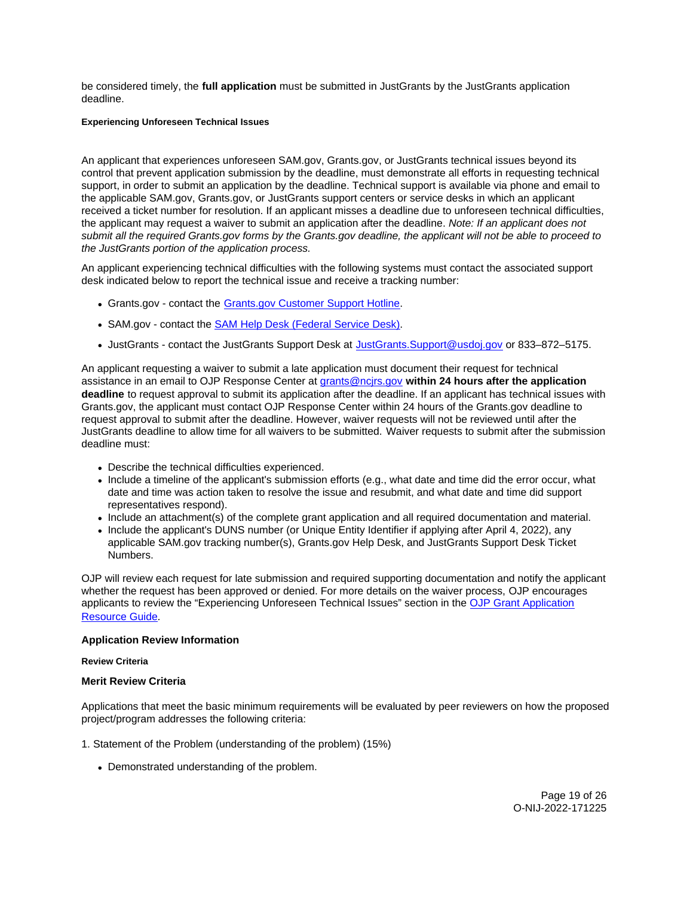be considered timely, the **full application** must be submitted in JustGrants by the JustGrants application deadline.

##### Experiencing Unforeseen Technical Issues

An applicant that experiences unforeseen SAM.gov, Grants.gov, or JustGrants technical issues beyond its control that prevent application submission by the deadline, must demonstrate all efforts in requesting technical support, in order to submit an application by the deadline. Technical support is available via phone and email to the applicable SAM.gov, Grants.gov, or JustGrants support centers or service desks in which an applicant received a ticket number for resolution. If an applicant misses a deadline due to unforeseen technical difficulties, the applicant may request a waiver to submit an application after the deadline. *Note: If an applicant does not submit all the required Grants.gov forms by the Grants.gov deadline, the applicant will not be able to proceed to the JustGrants portion of the application process.*

An applicant experiencing technical difficulties with the following systems must contact the associated support desk indicated below to report the technical issue and receive a tracking number:

- Grants.gov - contact the [Grants.gov Customer Support Hotline](Grants.gov Customer Support Hotline).
- SAM.gov - contact the [SAM Help Desk (Federal Service Desk)](SAM Help Desk (Federal Service Desk)).
- JustGrants - contact the JustGrants Support Desk at [JustGrants.Support@usdoj.gov](mailto:JustGrants.Support@usdoj.gov) or 833–872–5175.

An applicant requesting a waiver to submit a late application must document their request for technical assistance in an email to OJP Response Center at [grants@ncjrs.gov](mailto:grants@ncjrs.gov) **within 24 hours after the application deadline** to request approval to submit its application after the deadline. If an applicant has technical issues with Grants.gov, the applicant must contact OJP Response Center within 24 hours of the Grants.gov deadline to request approval to submit after the deadline. However, waiver requests will not be reviewed until after the JustGrants deadline to allow time for all waivers to be submitted. Waiver requests to submit after the submission deadline must:

- Describe the technical difficulties experienced.
- Include a timeline of the applicant's submission efforts (e.g., what date and time did the error occur, what date and time was action taken to resolve the issue and resubmit, and what date and time did support representatives respond).
- Include an attachment(s) of the complete grant application and all required documentation and material.
- Include the applicant's DUNS number (or Unique Entity Identifier if applying after April 4, 2022), any applicable SAM.gov tracking number(s), Grants.gov Help Desk, and JustGrants Support Desk Ticket Numbers.

OJP will review each request for late submission and required supporting documentation and notify the applicant whether the request has been approved or denied. For more details on the waiver process, OJP encourages applicants to review the "Experiencing Unforeseen Technical Issues" section in the [OJP Grant Application Resource Guide](OJP Grant Application Resource Guide).

### Application Review Information

##### Review Criteria

#### Merit Review Criteria

Applications that meet the basic minimum requirements will be evaluated by peer reviewers on how the proposed project/program addresses the following criteria:

1. Statement of the Problem (understanding of the problem) (15%)

- Demonstrated understanding of the problem.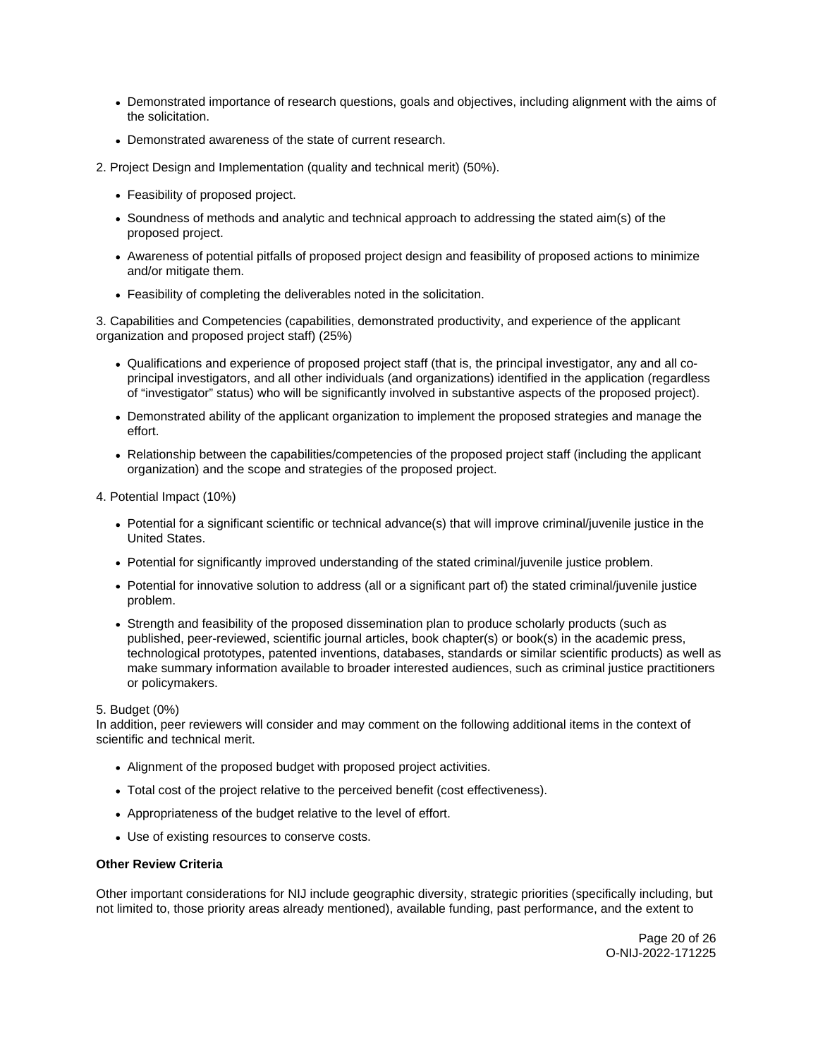- Demonstrated importance of research questions, goals and objectives, including alignment with the aims of the solicitation.
- Demonstrated awareness of the state of current research.

2. Project Design and Implementation (quality and technical merit) (50%).

- Feasibility of proposed project.
- Soundness of methods and analytic and technical approach to addressing the stated aim(s) of the proposed project.
- Awareness of potential pitfalls of proposed project design and feasibility of proposed actions to minimize and/or mitigate them.
- Feasibility of completing the deliverables noted in the solicitation.

3. Capabilities and Competencies (capabilities, demonstrated productivity, and experience of the applicant organization and proposed project staff) (25%)

- Qualifications and experience of proposed project staff (that is, the principal investigator, any and all co-principal investigators, and all other individuals (and organizations) identified in the application (regardless of "investigator" status) who will be significantly involved in substantive aspects of the proposed project).
- Demonstrated ability of the applicant organization to implement the proposed strategies and manage the effort.
- Relationship between the capabilities/competencies of the proposed project staff (including the applicant organization) and the scope and strategies of the proposed project.

4. Potential Impact (10%)

- Potential for a significant scientific or technical advance(s) that will improve criminal/juvenile justice in the United States.
- Potential for significantly improved understanding of the stated criminal/juvenile justice problem.
- Potential for innovative solution to address (all or a significant part of) the stated criminal/juvenile justice problem.
- Strength and feasibility of the proposed dissemination plan to produce scholarly products (such as published, peer-reviewed, scientific journal articles, book chapter(s) or book(s) in the academic press, technological prototypes, patented inventions, databases, standards or similar scientific products) as well as make summary information available to broader interested audiences, such as criminal justice practitioners or policymakers.

5. Budget (0%)
In addition, peer reviewers will consider and may comment on the following additional items in the context of scientific and technical merit.

- Alignment of the proposed budget with proposed project activities.
- Total cost of the project relative to the perceived benefit (cost effectiveness).
- Appropriateness of the budget relative to the level of effort.
- Use of existing resources to conserve costs.

**Other Review Criteria**

Other important considerations for NIJ include geographic diversity, strategic priorities (specifically including, but not limited to, those priority areas already mentioned), available funding, past performance, and the extent to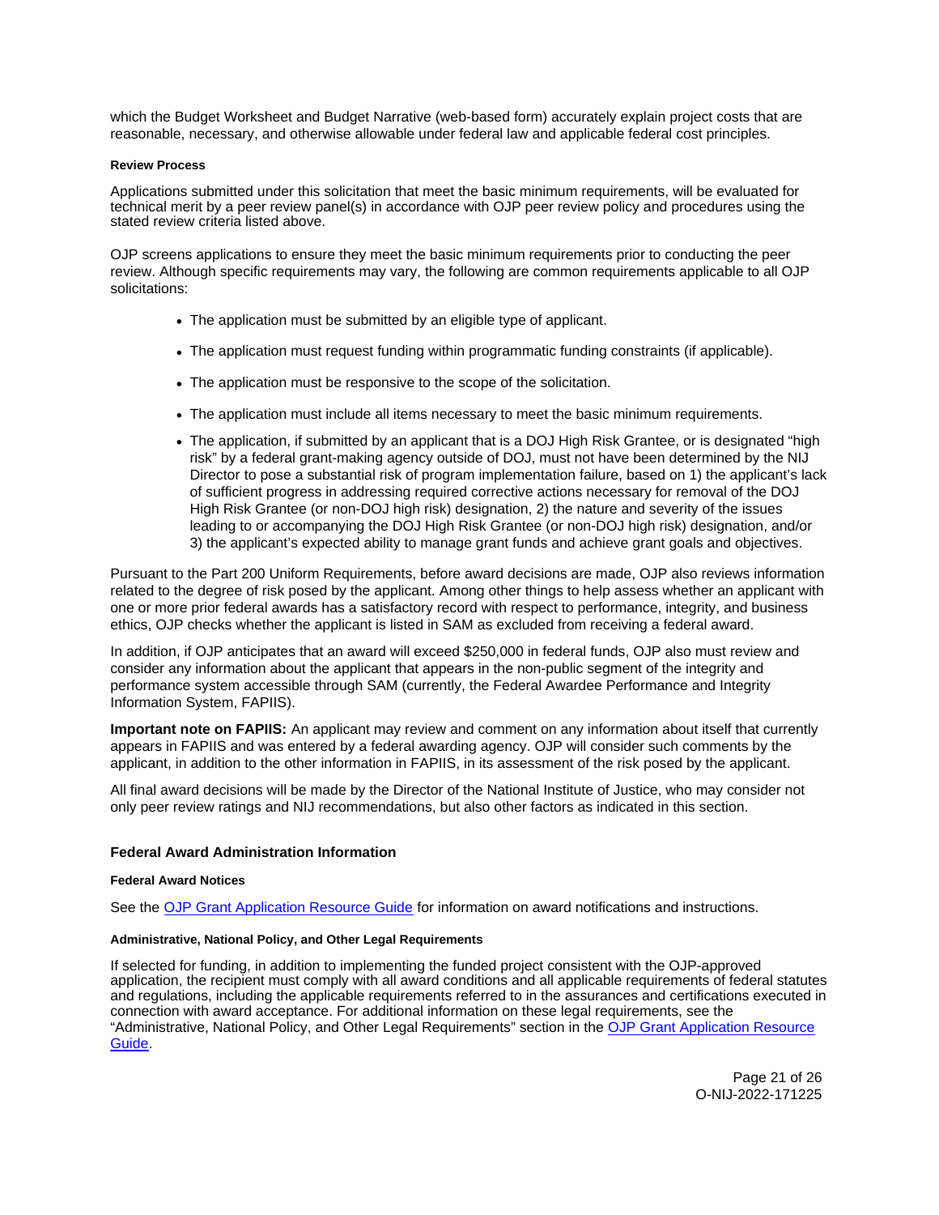which the Budget Worksheet and Budget Narrative (web-based form) accurately explain project costs that are reasonable, necessary, and otherwise allowable under federal law and applicable federal cost principles.

#### Review Process

Applications submitted under this solicitation that meet the basic minimum requirements, will be evaluated for technical merit by a peer review panel(s) in accordance with OJP peer review policy and procedures using the stated review criteria listed above.

OJP screens applications to ensure they meet the basic minimum requirements prior to conducting the peer review. Although specific requirements may vary, the following are common requirements applicable to all OJP solicitations:

- The application must be submitted by an eligible type of applicant.
- The application must request funding within programmatic funding constraints (if applicable).
- The application must be responsive to the scope of the solicitation.
- The application must include all items necessary to meet the basic minimum requirements.
- The application, if submitted by an applicant that is a DOJ High Risk Grantee, or is designated "high risk" by a federal grant-making agency outside of DOJ, must not have been determined by the NIJ Director to pose a substantial risk of program implementation failure, based on 1) the applicant's lack of sufficient progress in addressing required corrective actions necessary for removal of the DOJ High Risk Grantee (or non-DOJ high risk) designation, 2) the nature and severity of the issues leading to or accompanying the DOJ High Risk Grantee (or non-DOJ high risk) designation, and/or 3) the applicant's expected ability to manage grant funds and achieve grant goals and objectives.

Pursuant to the Part 200 Uniform Requirements, before award decisions are made, OJP also reviews information related to the degree of risk posed by the applicant. Among other things to help assess whether an applicant with one or more prior federal awards has a satisfactory record with respect to performance, integrity, and business ethics, OJP checks whether the applicant is listed in SAM as excluded from receiving a federal award.

In addition, if OJP anticipates that an award will exceed $250,000 in federal funds, OJP also must review and consider any information about the applicant that appears in the non-public segment of the integrity and performance system accessible through SAM (currently, the Federal Awardee Performance and Integrity Information System, FAPIIS).

**Important note on FAPIIS:** An applicant may review and comment on any information about itself that currently appears in FAPIIS and was entered by a federal awarding agency. OJP will consider such comments by the applicant, in addition to the other information in FAPIIS, in its assessment of the risk posed by the applicant.

All final award decisions will be made by the Director of the National Institute of Justice, who may consider not only peer review ratings and NIJ recommendations, but also other factors as indicated in this section.

### Federal Award Administration Information

#### Federal Award Notices

See the OJP Grant Application Resource Guide for information on award notifications and instructions.

#### Administrative, National Policy, and Other Legal Requirements

If selected for funding, in addition to implementing the funded project consistent with the OJP-approved application, the recipient must comply with all award conditions and all applicable requirements of federal statutes and regulations, including the applicable requirements referred to in the assurances and certifications executed in connection with award acceptance. For additional information on these legal requirements, see the "Administrative, National Policy, and Other Legal Requirements" section in the OJP Grant Application Resource Guide.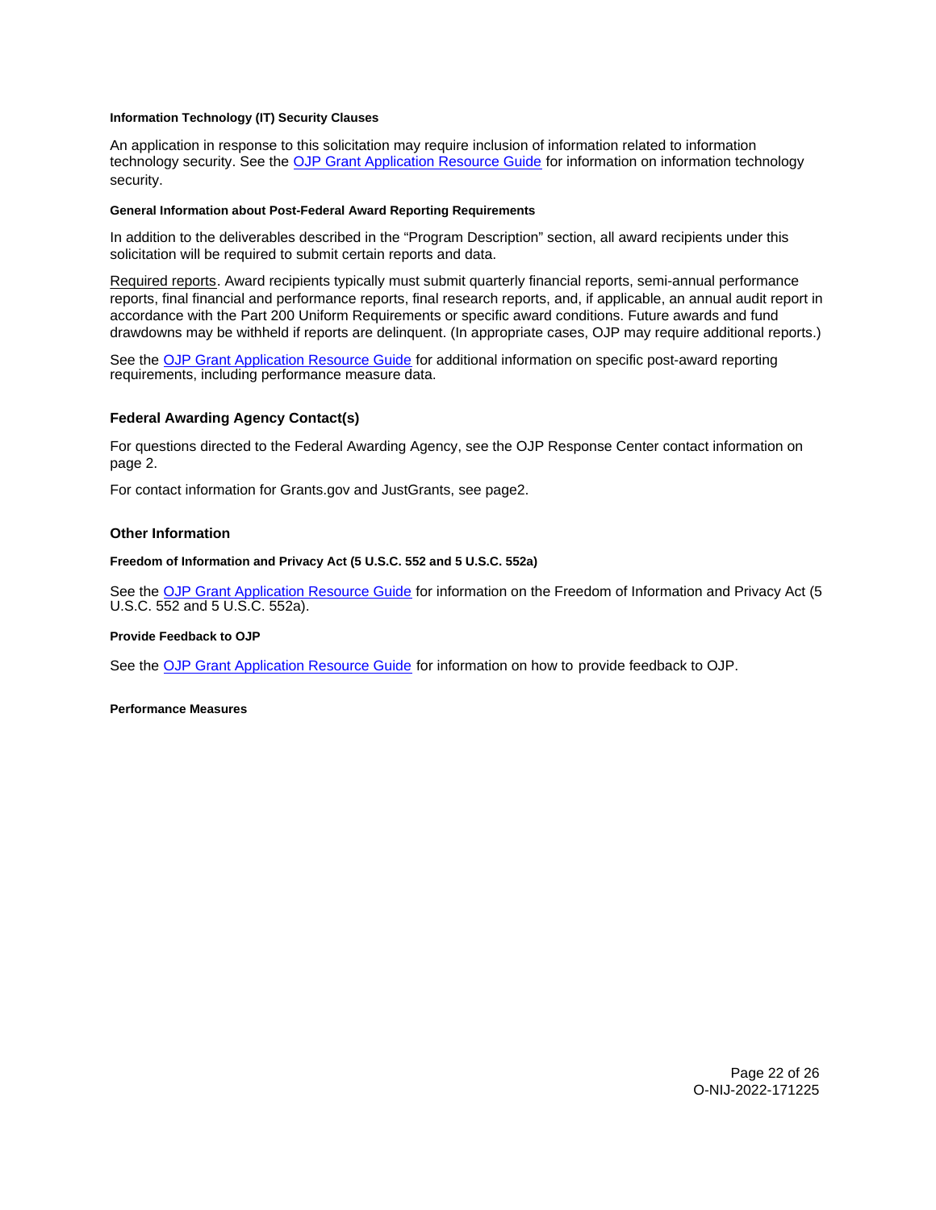#### Information Technology (IT) Security Clauses

An application in response to this solicitation may require inclusion of information related to information technology security. See the [OJP Grant Application Resource Guide](#) for information on information technology security.

#### General Information about Post-Federal Award Reporting Requirements

In addition to the deliverables described in the "Program Description" section, all award recipients under this solicitation will be required to submit certain reports and data.

Required reports. Award recipients typically must submit quarterly financial reports, semi-annual performance reports, final financial and performance reports, final research reports, and, if applicable, an annual audit report in accordance with the Part 200 Uniform Requirements or specific award conditions. Future awards and fund drawdowns may be withheld if reports are delinquent. (In appropriate cases, OJP may require additional reports.)

See the [OJP Grant Application Resource Guide](#) for additional information on specific post-award reporting requirements, including performance measure data.

### Federal Awarding Agency Contact(s)

For questions directed to the Federal Awarding Agency, see the OJP Response Center contact information on page 2.

For contact information for Grants.gov and JustGrants, see page2.

### Other Information

#### Freedom of Information and Privacy Act (5 U.S.C. 552 and 5 U.S.C. 552a)

See the [OJP Grant Application Resource Guide](#) for information on the Freedom of Information and Privacy Act (5 U.S.C. 552 and 5 U.S.C. 552a).

#### Provide Feedback to OJP

See the [OJP Grant Application Resource Guide](#) for information on how to provide feedback to OJP.

#### Performance Measures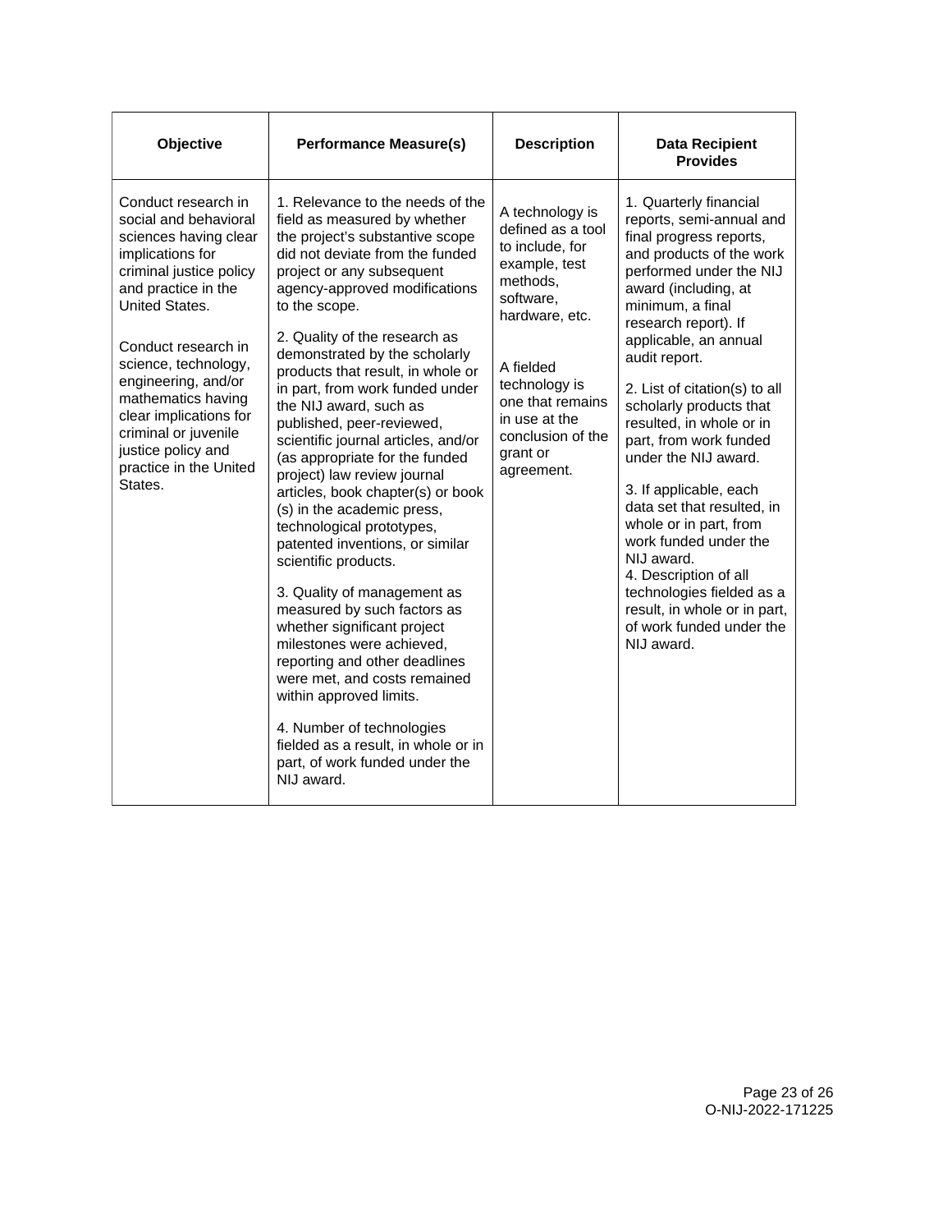| Objective | Performance Measure(s) | Description | Data Recipient Provides |
|---|---|---|---|
| Conduct research in social and behavioral sciences having clear implications for criminal justice policy and practice in the United States.<br><br>Conduct research in science, technology, engineering, and/or mathematics having clear implications for criminal or juvenile justice policy and practice in the United States. | 1. Relevance to the needs of the field as measured by whether the project's substantive scope did not deviate from the funded project or any subsequent agency-approved modifications to the scope.<br><br>2. Quality of the research as demonstrated by the scholarly products that result, in whole or in part, from work funded under the NIJ award, such as published, peer-reviewed, scientific journal articles, and/or (as appropriate for the funded project) law review journal articles, book chapter(s) or book (s) in the academic press, technological prototypes, patented inventions, or similar scientific products.<br><br>3. Quality of management as measured by such factors as whether significant project milestones were achieved, reporting and other deadlines were met, and costs remained within approved limits.<br><br>4. Number of technologies fielded as a result, in whole or in part, of work funded under the NIJ award. | A technology is defined as a tool to include, for example, test methods, software, hardware, etc.<br><br>A fielded technology is one that remains in use at the conclusion of the grant or agreement. | 1. Quarterly financial reports, semi-annual and final progress reports, and products of the work performed under the NIJ award (including, at minimum, a final research report). If applicable, an annual audit report.<br><br>2. List of citation(s) to all scholarly products that resulted, in whole or in part, from work funded under the NIJ award.<br><br>3. If applicable, each data set that resulted, in whole or in part, from work funded under the NIJ award.<br>4. Description of all technologies fielded as a result, in whole or in part, of work funded under the NIJ award. |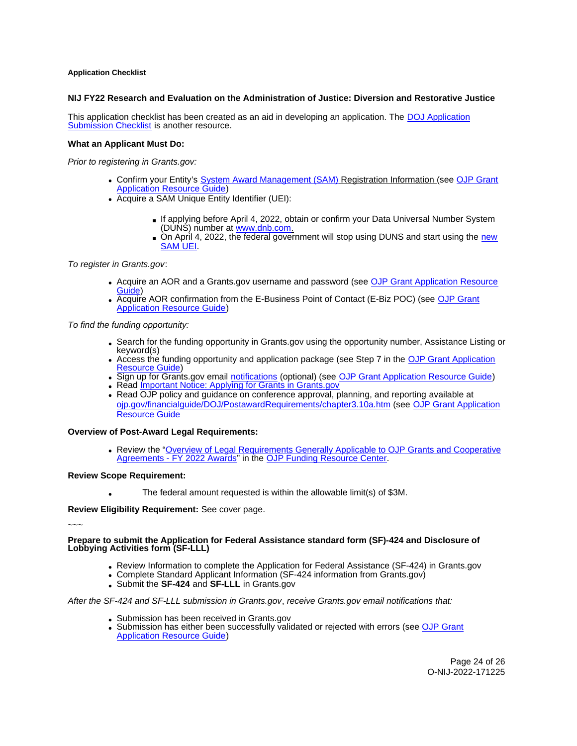**Application Checklist**

**NIJ FY22 Research and Evaluation on the Administration of Justice: Diversion and Restorative Justice**

This application checklist has been created as an aid in developing an application. The DOJ Application Submission Checklist is another resource.

**What an Applicant Must Do:**

*Prior to registering in Grants.gov:*

- Confirm your Entity's System Award Management (SAM) Registration Information (see OJP Grant Application Resource Guide)
- Acquire a SAM Unique Entity Identifier (UEI):
    - If applying before April 4, 2022, obtain or confirm your Data Universal Number System (DUNS) number at www.dnb.com.
    - On April 4, 2022, the federal government will stop using DUNS and start using the new SAM UEI.

*To register in Grants.gov*:

- Acquire an AOR and a Grants.gov username and password (see OJP Grant Application Resource Guide)
- Acquire AOR confirmation from the E-Business Point of Contact (E-Biz POC) (see OJP Grant Application Resource Guide)

*To find the funding opportunity:*

- Search for the funding opportunity in Grants.gov using the opportunity number, Assistance Listing or keyword(s)
- Access the funding opportunity and application package (see Step 7 in the OJP Grant Application Resource Guide)
- Sign up for Grants.gov email notifications (optional) (see OJP Grant Application Resource Guide)
- Read Important Notice: Applying for Grants in Grants.gov
- Read OJP policy and guidance on conference approval, planning, and reporting available at ojp.gov/financialguide/DOJ/PostawardRequirements/chapter3.10a.htm (see OJP Grant Application Resource Guide

**Overview of Post-Award Legal Requirements:**

- Review the "Overview of Legal Requirements Generally Applicable to OJP Grants and Cooperative Agreements - FY 2022 Awards" in the OJP Funding Resource Center.

**Review Scope Requirement:**

- The federal amount requested is within the allowable limit(s) of $3M.

**Review Eligibility Requirement:** See cover page.

~~~

**Prepare to submit the Application for Federal Assistance standard form (SF)-424 and Disclosure of Lobbying Activities form (SF-LLL)**

- Review Information to complete the Application for Federal Assistance (SF-424) in Grants.gov
- Complete Standard Applicant Information (SF-424 information from Grants.gov)
- Submit the **SF-424** and **SF-LLL** in Grants.gov

*After the SF-424 and SF-LLL submission in Grants.gov*, *receive Grants.gov email notifications that:*

- Submission has been received in Grants.gov
- Submission has either been successfully validated or rejected with errors (see OJP Grant Application Resource Guide)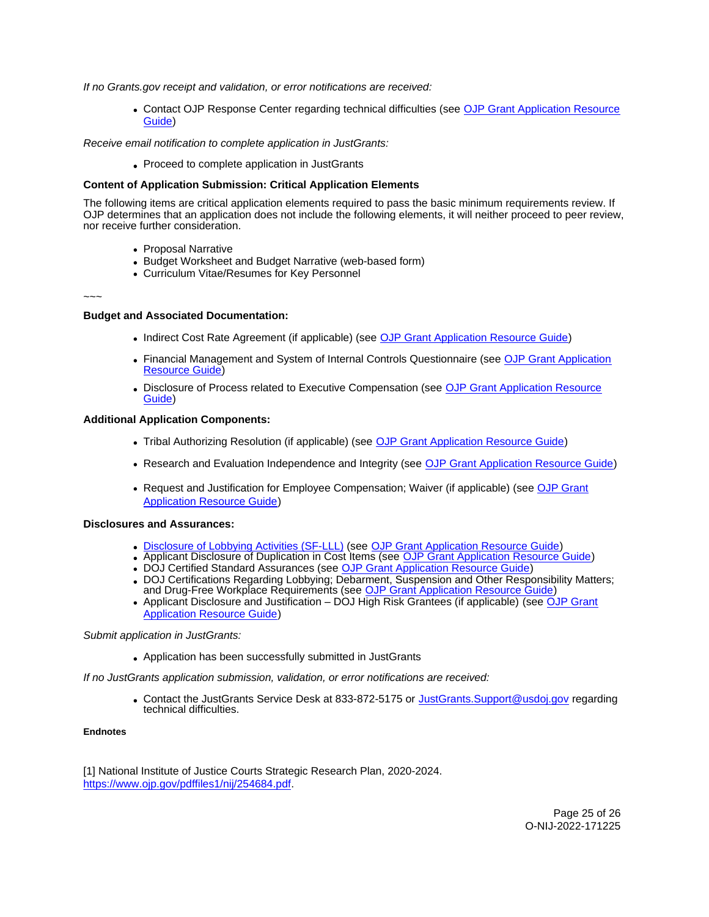*If no Grants.gov receipt and validation, or error notifications are received:*

- Contact OJP Response Center regarding technical difficulties (see OJP Grant Application Resource Guide)

*Receive email notification to complete application in JustGrants:*

- Proceed to complete application in JustGrants

**Content of Application Submission: Critical Application Elements**

The following items are critical application elements required to pass the basic minimum requirements review. If OJP determines that an application does not include the following elements, it will neither proceed to peer review, nor receive further consideration.

- Proposal Narrative
- Budget Worksheet and Budget Narrative (web-based form)
- Curriculum Vitae/Resumes for Key Personnel

~~~

**Budget and Associated Documentation:**

- Indirect Cost Rate Agreement (if applicable) (see OJP Grant Application Resource Guide)
- Financial Management and System of Internal Controls Questionnaire (see OJP Grant Application Resource Guide)
- Disclosure of Process related to Executive Compensation (see OJP Grant Application Resource Guide)

**Additional Application Components:**

- Tribal Authorizing Resolution (if applicable) (see OJP Grant Application Resource Guide)
- Research and Evaluation Independence and Integrity (see OJP Grant Application Resource Guide)
- Request and Justification for Employee Compensation; Waiver (if applicable) (see OJP Grant Application Resource Guide)

**Disclosures and Assurances:**

- Disclosure of Lobbying Activities (SF-LLL) (see OJP Grant Application Resource Guide)
- Applicant Disclosure of Duplication in Cost Items (see OJP Grant Application Resource Guide)
- DOJ Certified Standard Assurances (see OJP Grant Application Resource Guide)
- DOJ Certifications Regarding Lobbying; Debarment, Suspension and Other Responsibility Matters; and Drug-Free Workplace Requirements (see OJP Grant Application Resource Guide)
- Applicant Disclosure and Justification – DOJ High Risk Grantees (if applicable) (see OJP Grant Application Resource Guide)

*Submit application in JustGrants:*

- Application has been successfully submitted in JustGrants

*If no JustGrants application submission, validation, or error notifications are received:*

- Contact the JustGrants Service Desk at 833-872-5175 or JustGrants.Support@usdoj.gov regarding technical difficulties.

**Endnotes**

[1] National Institute of Justice Courts Strategic Research Plan, 2020-2024. https://www.ojp.gov/pdffiles1/nij/254684.pdf.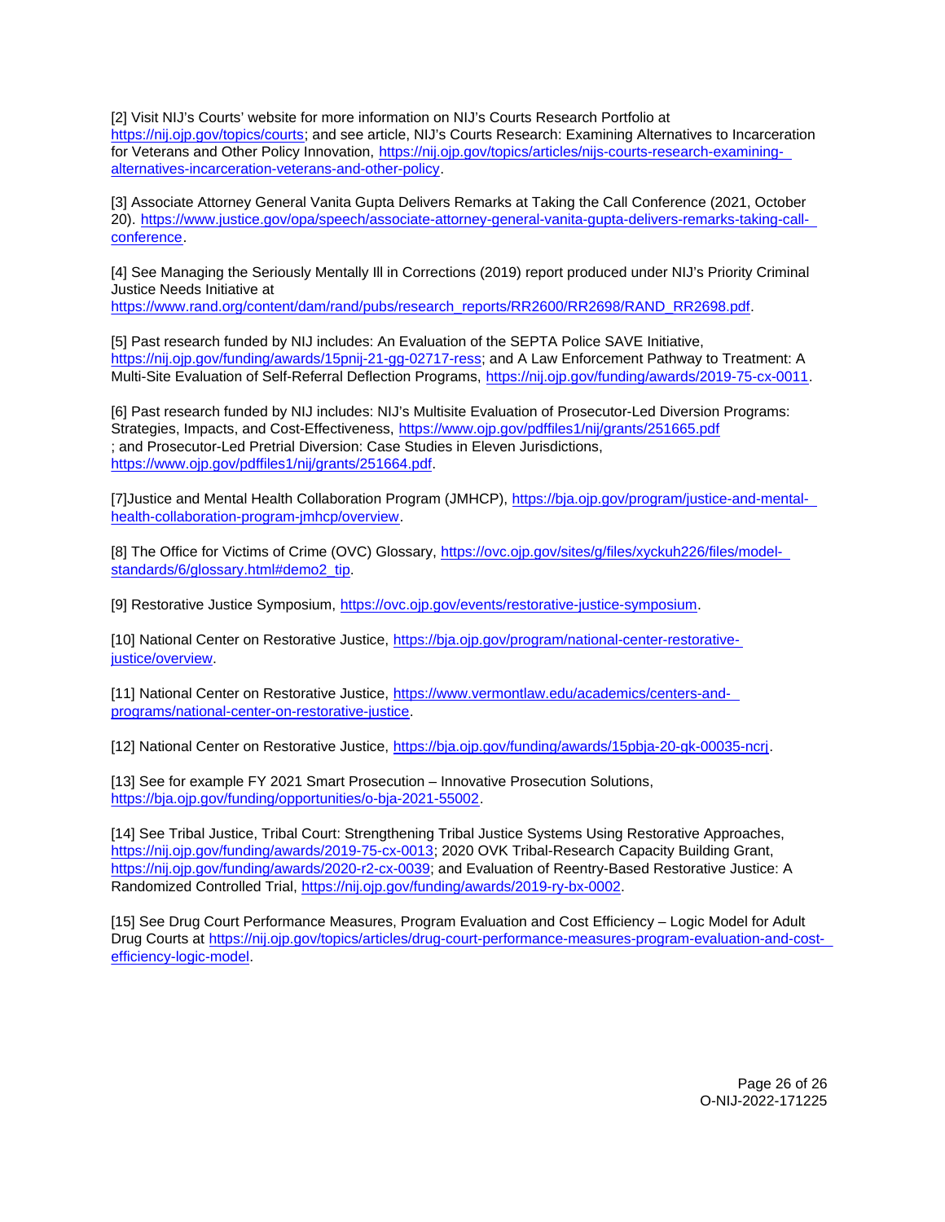[2] Visit NIJ's Courts' website for more information on NIJ's Courts Research Portfolio at https://nij.ojp.gov/topics/courts; and see article, NIJ's Courts Research: Examining Alternatives to Incarceration for Veterans and Other Policy Innovation, https://nij.ojp.gov/topics/articles/nijs-courts-research-examining-alternatives-incarceration-veterans-and-other-policy.

[3] Associate Attorney General Vanita Gupta Delivers Remarks at Taking the Call Conference (2021, October 20). https://www.justice.gov/opa/speech/associate-attorney-general-vanita-gupta-delivers-remarks-taking-call-conference.

[4] See Managing the Seriously Mentally Ill in Corrections (2019) report produced under NIJ's Priority Criminal Justice Needs Initiative at https://www.rand.org/content/dam/rand/pubs/research_reports/RR2600/RR2698/RAND_RR2698.pdf.

[5] Past research funded by NIJ includes: An Evaluation of the SEPTA Police SAVE Initiative, https://nij.ojp.gov/funding/awards/15pnij-21-gg-02717-ress; and A Law Enforcement Pathway to Treatment: A Multi-Site Evaluation of Self-Referral Deflection Programs, https://nij.ojp.gov/funding/awards/2019-75-cx-0011.

[6] Past research funded by NIJ includes: NIJ's Multisite Evaluation of Prosecutor-Led Diversion Programs: Strategies, Impacts, and Cost-Effectiveness, https://www.ojp.gov/pdffiles1/nij/grants/251665.pdf ; and Prosecutor-Led Pretrial Diversion: Case Studies in Eleven Jurisdictions, https://www.ojp.gov/pdffiles1/nij/grants/251664.pdf.

[7]Justice and Mental Health Collaboration Program (JMHCP), https://bja.ojp.gov/program/justice-and-mental-health-collaboration-program-jmhcp/overview.

[8] The Office for Victims of Crime (OVC) Glossary, https://ovc.ojp.gov/sites/g/files/xyckuh226/files/model-standards/6/glossary.html#demo2_tip.

[9] Restorative Justice Symposium, https://ovc.ojp.gov/events/restorative-justice-symposium.

[10] National Center on Restorative Justice, https://bja.ojp.gov/program/national-center-restorative-justice/overview.

[11] National Center on Restorative Justice, https://www.vermontlaw.edu/academics/centers-and-programs/national-center-on-restorative-justice.

[12] National Center on Restorative Justice, https://bja.ojp.gov/funding/awards/15pbja-20-gk-00035-ncrj.

[13] See for example FY 2021 Smart Prosecution – Innovative Prosecution Solutions, https://bja.ojp.gov/funding/opportunities/o-bja-2021-55002.

[14] See Tribal Justice, Tribal Court: Strengthening Tribal Justice Systems Using Restorative Approaches, https://nij.ojp.gov/funding/awards/2019-75-cx-0013; 2020 OVK Tribal-Research Capacity Building Grant, https://nij.ojp.gov/funding/awards/2020-r2-cx-0039; and Evaluation of Reentry-Based Restorative Justice: A Randomized Controlled Trial, https://nij.ojp.gov/funding/awards/2019-ry-bx-0002.

[15] See Drug Court Performance Measures, Program Evaluation and Cost Efficiency – Logic Model for Adult Drug Courts at https://nij.ojp.gov/topics/articles/drug-court-performance-measures-program-evaluation-and-cost-efficiency-logic-model.